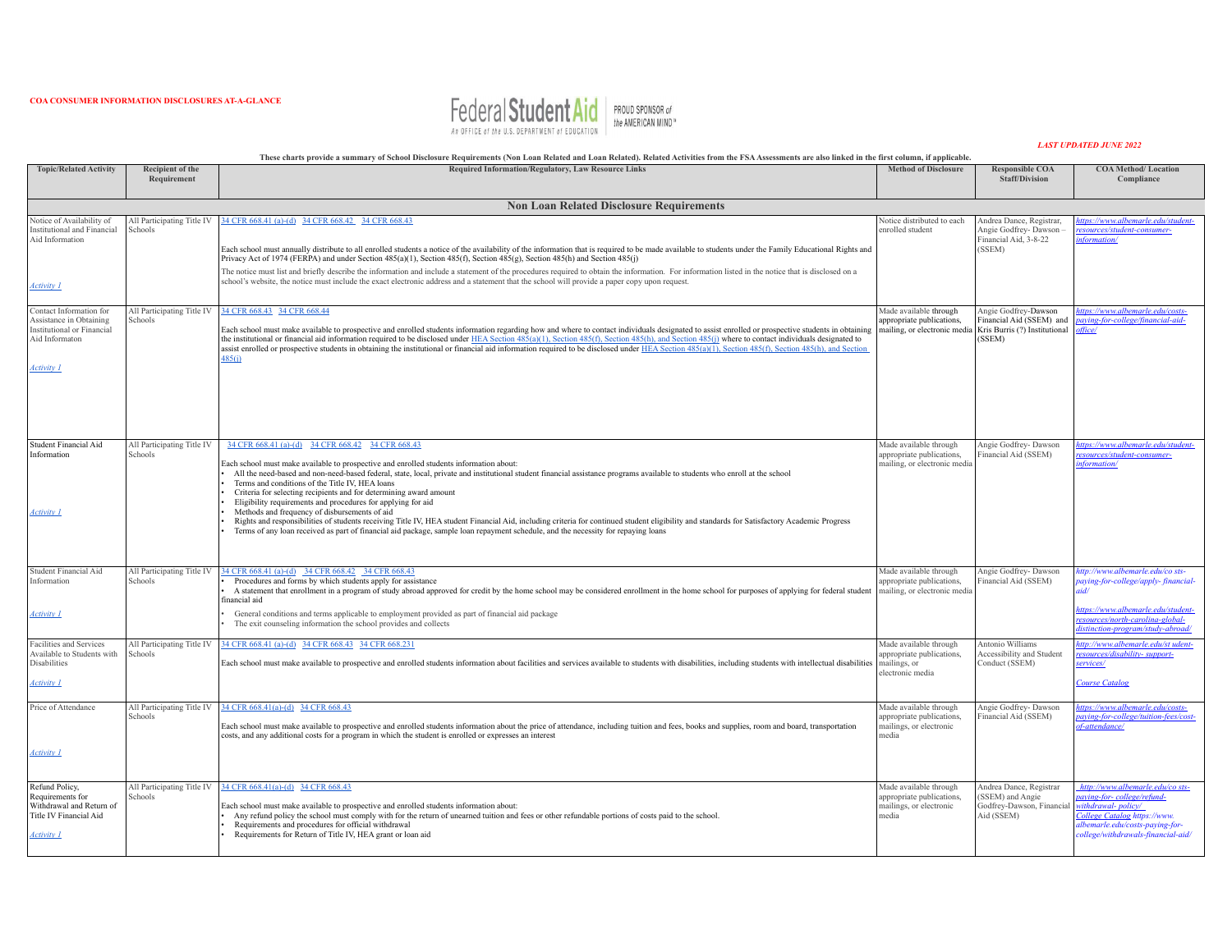**COA CONSUMER INFORMATION DISCLOSURES AT-A-GLANCE**

Federal Student Aid — An OFFICE of the U.S. DEPARTMENT of EDUCATION — PROUD SPONSOR of the AMERICAN MIND™

*LAST UPDATED JUNE 2022*

These charts provide a summary of School Disclosure Requirements (Non Loan Related and Loan Related). Related Activities from the FSA Assessments are also linked in the first column, if applicable.

| Topic/Related Activity | Recipient of the Requirement | Required Information/Regulatory, Law Resource Links | Method of Disclosure | Responsible COA Staff/Division | COA Method/ Location Compliance |
|---|---|---|---|---|---|
| **Non Loan Related Disclosure Requirements** | | | | | |
| Notice of Availability of Institutional and Financial Aid Information<br><br>*Activity 1* | All Participating Title IV Schools | 34 CFR 668.41 (a)-(d) 34 CFR 668.42 34 CFR 668.43<br><br>Each school must annually distribute to all enrolled students a notice of the availability of the information that is required to be made available to students under the Family Educational Rights and Privacy Act of 1974 (FERPA) and under Section 485(a)(1), Section 485(f), Section 485(g), Section 485(h) and Section 485(j)<br><br>The notice must list and briefly describe the information and include a statement of the procedures required to obtain the information. For information listed in the notice that is disclosed on a school's website, the notice must include the exact electronic address and a statement that the school will provide a paper copy upon request. | Notice distributed to each enrolled student | Andrea Dance, Registrar, Angie Godfrey- Dawson – Financial Aid, 3-8-22 (SSEM) | *https://www.albemarle.edu/student-resources/student-consumer-information/* |
| Contact Information for Assistance in Obtaining Institutional or Financial Aid Informaton<br><br>*Activity 1* | All Participating Title IV Schools | 34 CFR 668.43 34 CFR 668.44<br><br>Each school must make available to prospective and enrolled students information regarding how and where to contact individuals designated to assist enrolled or prospective students in obtaining the institutional or financial aid information required to be disclosed under HEA Section 485(a)(1), Section 485(f), Section 485(h), and Section 485(j) where to contact individuals designated to assist enrolled or prospective students in obtaining the institutional or financial aid information required to be disclosed under HEA Section 485(a)(1), Section 485(f), Section 485(h), and Section 485(j) | Made available through appropriate publications, mailing, or electronic media | Angie Godfrey-Dawson Financial Aid (SSEM) and Kris Burris (?) Institutional (SSEM) | *https://www.albemarle.edu/costs-paying-for-college/financial-aid-office/* |
| Student Financial Aid Information<br><br>*Activity 1* | All Participating Title IV Schools | 34 CFR 668.41 (a)-(d) 34 CFR 668.42 34 CFR 668.43<br><br>Each school must make available to prospective and enrolled students information about:<br>• All the need-based and non-need-based federal, state, local, private and institutional student financial assistance programs available to students who enroll at the school<br>• Terms and conditions of the Title IV, HEA loans<br>• Criteria for selecting recipients and for determining award amount<br>• Eligibility requirements and procedures for applying for aid<br>• Methods and frequency of disbursements of aid<br>• Rights and responsibilities of students receiving Title IV, HEA student Financial Aid, including criteria for continued student eligibility and standards for Satisfactory Academic Progress<br>• Terms of any loan received as part of financial aid package, sample loan repayment schedule, and the necessity for repaying loans | Made available through appropriate publications, mailing, or electronic media | Angie Godfrey- Dawson Financial Aid (SSEM) | *https://www.albemarle.edu/student-resources/student-consumer-information/* |
| Student Financial Aid Information<br><br>*Activity 1* | All Participating Title IV Schools | 34 CFR 668.41 (a)-(d) 34 CFR 668.42 34 CFR 668.43<br>• Procedures and forms by which students apply for assistance<br>• A statement that enrollment in a program of study abroad approved for credit by the home school may be considered enrollment in the home school for purposes of applying for federal student financial aid<br>• General conditions and terms applicable to employment provided as part of financial aid package<br>• The exit counseling information the school provides and collects | Made available through appropriate publications, mailing, or electronic media | Angie Godfrey- Dawson Financial Aid (SSEM) | *http://www.albemarle.edu/co sts-paying-for-college/apply- financial-aid/*<br><br>*https://www.albemarle.edu/student-resources/north-carolina-global-distinction-program/study-abroad/* |
| Facilities and Services Available to Students with Disabilities<br><br>*Activity 1* | All Participating Title IV Schools | 34 CFR 668.41 (a)-(d) 34 CFR 668.43 34 CFR 668.231<br><br>Each school must make available to prospective and enrolled students information about facilities and services available to students with disabilities, including students with intellectual disabilities | Made available through appropriate publications, mailings, or electronic media | Antonio Williams Accessibility and Student Conduct (SSEM) | *http://www.albemarle.edu/st udent-resources/disability- support-services/*<br><br>*Course Catalog* |
| Price of Attendance<br><br>*Activity 1* | All Participating Title IV Schools | 34 CFR 668.41(a)-(d) 34 CFR 668.43<br><br>Each school must make available to prospective and enrolled students information about the price of attendance, including tuition and fees, books and supplies, room and board, transportation costs, and any additional costs for a program in which the student is enrolled or expresses an interest | Made available through appropriate publications, mailings, or electronic media | Angie Godfrey- Dawson Financial Aid (SSEM) | *https://www.albemarle.edu/costs-paying-for-college/tuition-fees/cost-of-attendance/* |
| Refund Policy, Requirements for Withdrawal and Return of Title IV Financial Aid<br><br>*Activity 1* | All Participating Title IV Schools | 34 CFR 668.41(a)-(d) 34 CFR 668.43<br><br>Each school must make available to prospective and enrolled students information about:<br>• Any refund policy the school must comply with for the return of unearned tuition and fees or other refundable portions of costs paid to the school.<br>• Requirements and procedures for official withdrawal<br>• Requirements for Return of Title IV, HEA grant or loan aid | Made available through appropriate publications, mailings, or electronic media | Andrea Dance, Registrar (SSEM) and Angie Godfrey-Dawson, Financial Aid (SSEM) | *http://www.albemarle.edu/co sts-paying-for- college/refund-withdrawal- policy/*<br>*College Catalog https://www. albemarle.edu/costs-paying-for-college/withdrawals-financial-aid/* |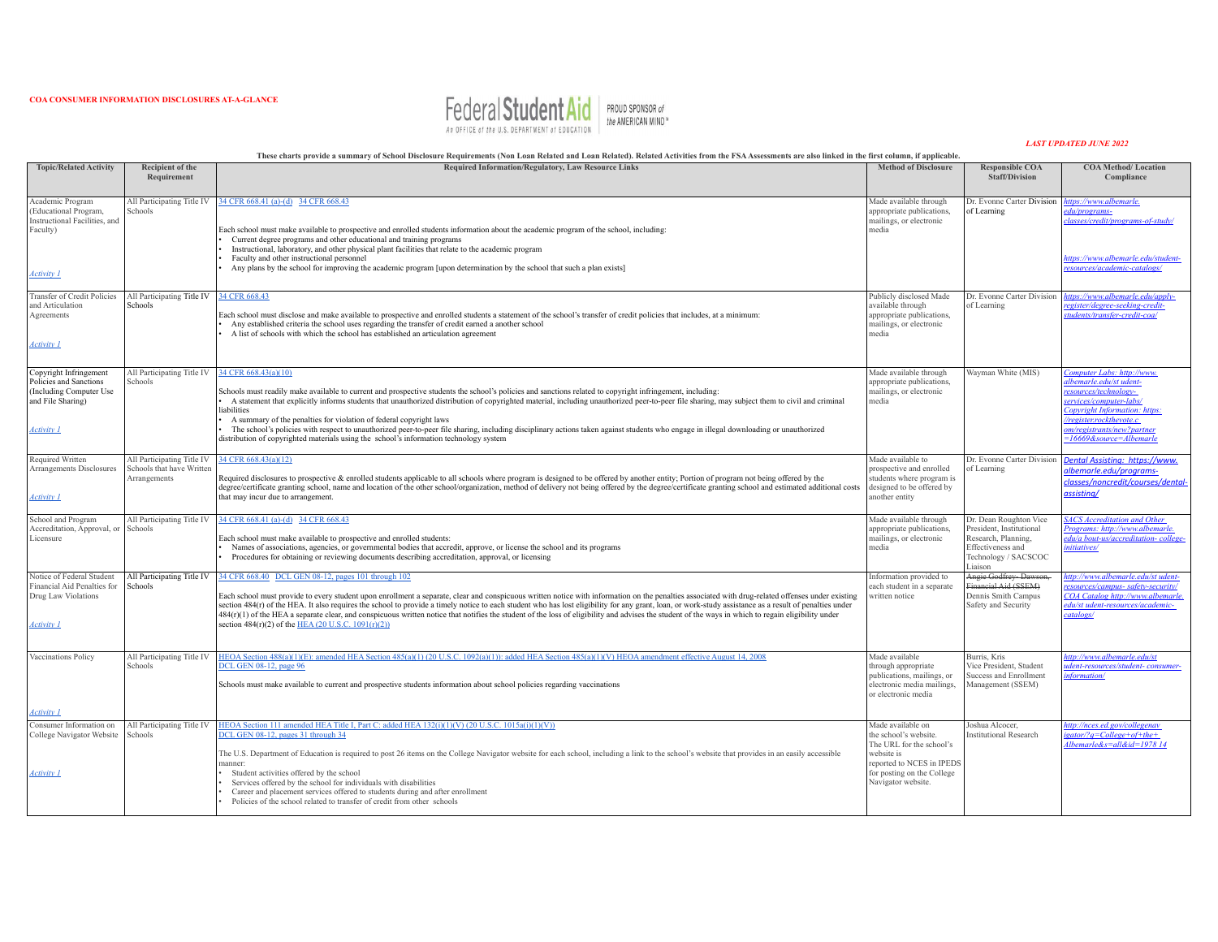**COA CONSUMER INFORMATION DISCLOSURES AT-A-GLANCE**

Federal Student Aid — An OFFICE of the U.S. DEPARTMENT of EDUCATION — PROUD SPONSOR of the AMERICAN MIND™

*LAST UPDATED JUNE 2022*

**These charts provide a summary of School Disclosure Requirements (Non Loan Related and Loan Related). Related Activities from the FSA Assessments are also linked in the first column, if applicable.**

| Topic/Related Activity | Recipient of the Requirement | Required Information/Regulatory, Law Resource Links | Method of Disclosure | Responsible COA Staff/Division | COA Method/ Location Compliance |
|---|---|---|---|---|---|
| Academic Program (Educational Program, Instructional Facilities, and Faculty)<br><br>*Activity 1* | All Participating Title IV Schools | 34 CFR 668.41 (a)-(d) 34 CFR 668.43<br><br>Each school must make available to prospective and enrolled students information about the academic program of the school, including:<br>• Current degree programs and other educational and training programs<br>• Instructional, laboratory, and other physical plant facilities that relate to the academic program<br>• Faculty and other instructional personnel<br>• Any plans by the school for improving the academic program [upon determination by the school that such a plan exists] | Made available through appropriate publications, mailings, or electronic media | Dr. Evonne Carter Division of Learning | *https://www.albemarle.edu/programs-classes/credit/programs-of-study/*<br><br>*https://www.albemarle.edu/student-resources/academic-catalogs/* |
| Transfer of Credit Policies and Articulation Agreements<br><br>*Activity 1* | All Participating Title IV Schools | 34 CFR 668.43<br><br>Each school must disclose and make available to prospective and enrolled students a statement of the school's transfer of credit policies that includes, at a minimum:<br>• Any established criteria the school uses regarding the transfer of credit earned a another school<br>• A list of schools with which the school has established an articulation agreement | Publicly disclosed Made available through appropriate publications, mailings, or electronic media | Dr. Evonne Carter Division of Learning | *https://www.albemarle.edu/apply-register/degree-seeking-credit-students/transfer-credit-coa/* |
| Copyright Infringement Policies and Sanctions (Including Computer Use and File Sharing)<br><br>*Activity 1* | All Participating Title IV Schools | 34 CFR 668.43(a)(10)<br><br>Schools must readily make available to current and prospective students the school's policies and sanctions related to copyright infringement, including:<br>• A statement that explicitly informs students that unauthorized distribution of copyrighted material, including unauthorized peer-to-peer file sharing, may subject them to civil and criminal liabilities<br>• A summary of the penalties for violation of federal copyright laws<br>• The school's policies with respect to unauthorized peer-to-peer file sharing, including disciplinary actions taken against students who engage in illegal downloading or unauthorized distribution of copyrighted materials using the school's information technology system | Made available through appropriate publications, mailings, or electronic media | Wayman White (MIS) | *Computer Labs: http://www.albemarle.edu/st udent-resources/technology-services/computer-labs/*<br>*Copyright Information: https://register.rockthevote.com/registrants/new?partner=16669&source=Albemarle* |
| Required Written Arrangements Disclosures<br><br>*Activity 1* | All Participating Title IV Schools that have Written Arrangements | 34 CFR 668.43(a)(12)<br><br>Required disclosures to prospective & enrolled students applicable to all schools where program is designed to be offered by another entity; Portion of program not being offered by the degree/certificate granting school, name and location of the other school/organization, method of delivery not being offered by the degree/certificate granting school and estimated additional costs that may incur due to arrangement. | Made available to prospective and enrolled students where program is designed to be offered by another entity | Dr. Evonne Carter Division of Learning | *Dental Assisting: https://www.albemarle.edu/programs-classes/noncredit/courses/dental-assisting/* |
| School and Program Accreditation, Approval, or Licensure | All Participating Title IV Schools | 34 CFR 668.41 (a)-(d) 34 CFR 668.43<br><br>Each school must make available to prospective and enrolled students:<br>• Names of associations, agencies, or governmental bodies that accredit, approve, or license the school and its programs<br>• Procedures for obtaining or reviewing documents describing accreditation, approval, or licensing | Made available through appropriate publications, mailings, or electronic media | Dr. Dean Roughton Vice President, Institutional Research, Planning, Effectiveness and Technology / SACSCOC Liaison | *SACS Accreditation and Other Programs: http://www.albemarle.edu/a bout-us/accreditation- college-initiatives/* |
| Notice of Federal Student Financial Aid Penalties for Drug Law Violations<br><br>*Activity 1* | All Participating Title IV Schools | 34 CFR 668.40 DCL GEN 08-12, pages 101 through 102<br><br>Each school must provide to every student upon enrollment a separate, clear and conspicuous written notice with information on the penalties associated with drug-related offenses under existing section 484(r) of the HEA. It also requires the school to provide a timely notice to each student who has lost eligibility for any grant, loan, or work-study assistance as a result of penalties under 484(r)(1) of the HEA a separate clear, and conspicuous written notice that notifies the student of the loss of eligibility and advises the student of the ways in which to regain eligibility under section 484(r)(2) of the HEA (20 U.S.C. 1091(r)(2)) | Information provided to each student in a separate written notice | ~~Angie Godfrey- Dawson, Financial Aid (SSEM)~~<br>Dennis Smith Campus Safety and Security | *http://www.albemarle.edu/st udent-resources/campus- safety-security/*<br>*COA Catalog http://www.albemarle.edu/st udent-resources/academic-catalogs/* |
| Vaccinations Policy<br><br>*Activity 1* | All Participating Title IV Schools | HEOA Section 488(a)(1)(E): amended HEA Section 485(a)(1) (20 U.S.C. 1092(a)(1)): added HEA Section 485(a)(1)(V) HEOA amendment effective August 14, 2008<br>DCL GEN 08-12, page 96<br><br>Schools must make available to current and prospective students information about school policies regarding vaccinations | Made available through appropriate publications, mailings, or electronic media mailings, or electronic media | Burris, Kris Vice President, Student Success and Enrollment Management (SSEM) | *http://www.albemarle.edu/st udent-resources/student- consumer-information/* |
| Consumer Information on College Navigator Website<br><br>*Activity 1* | All Participating Title IV Schools | HEOA Section 111 amended HEA Title I, Part C: added HEA 132(i)(1)(V) (20 U.S.C. 1015a(i)(1)(V))<br>DCL GEN 08-12, pages 31 through 34<br><br>The U.S. Department of Education is required to post 26 items on the College Navigator website for each school, including a link to the school's website that provides in an easily accessible manner:<br>• Student activities offered by the school<br>• Services offered by the school for individuals with disabilities<br>• Career and placement services offered to students during and after enrollment<br>• Policies of the school related to transfer of credit from other schools | Made available on the school's website. The URL for the school's website is reported to NCES in IPEDS for posting on the College Navigator website. | Joshua Alcocer, Institutional Research | *http://nces.ed.gov/collegenavigator/?q=College+of+the+Albemarle&s=all&id=1978 14* |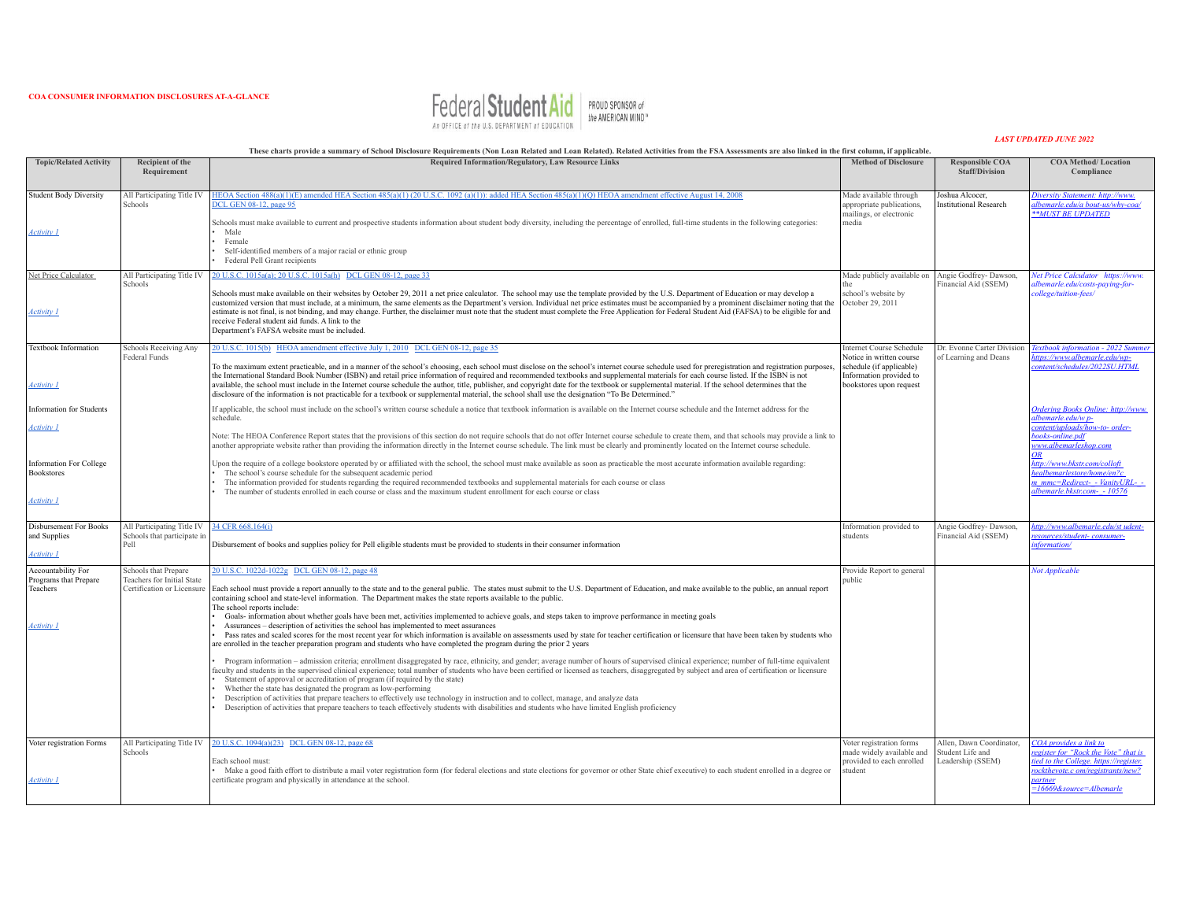**COA CONSUMER INFORMATION DISCLOSURES AT-A-GLANCE**

*LAST UPDATED JUNE 2022*

**These charts provide a summary of School Disclosure Requirements (Non Loan Related and Loan Related). Related Activities from the FSA Assessments are also linked in the first column, if applicable.**

| Topic/Related Activity | Recipient of the Requirement | Required Information/Regulatory, Law Resource Links | Method of Disclosure | Responsible COA Staff/Division | COA Method/ Location Compliance |
|---|---|---|---|---|---|
| Student Body Diversity<br><br>*Activity 1* | All Participating Title IV Schools | HEOA Section 488(a)(1)(E) amended HEA Section 485(a)(1) (20 U.S.C. 1092 (a)(1)): added HEA Section 485(a)(1)(Q) HEOA amendment effective August 14, 2008<br>DCL GEN 08-12, page 95<br><br>Schools must make available to current and prospective students information about student body diversity, including the percentage of enrolled, full-time students in the following categories:<br>• Male<br>• Female<br>• Self-identified members of a major racial or ethnic group<br>• Federal Pell Grant recipients | Made available through appropriate publications, mailings, or electronic media | Joshua Alcocer, Institutional Research | *Diversity Statement: http://www.albemarle.edu/a bout-us/why-coa/ **MUST BE UPDATED* |
| Net Price Calculator<br><br>*Activity 1* | All Participating Title IV Schools | 20 U.S.C. 1015a(a); 20 U.S.C. 1015a(h) DCL GEN 08-12, page 33<br><br>Schools must make available on their websites by October 29, 2011 a net price calculator. The school may use the template provided by the U.S. Department of Education or may develop a customized version that must include, at a minimum, the same elements as the Department's version. Individual net price estimates must be accompanied by a prominent disclaimer noting that the estimate is not final, is not binding, and may change. Further, the disclaimer must note that the student must complete the Free Application for Federal Student Aid (FAFSA) to be eligible for and receive Federal student aid funds. A link to the Department's FAFSA website must be included. | Made publicly available on the school's website by October 29, 2011 | Angie Godfrey- Dawson, Financial Aid (SSEM) | *Net Price Calculator https://www.albemarle.edu/costs-paying-for-college/tuition-fees/* |
| Textbook Information<br><br>*Activity 1*<br><br>Information for Students<br><br>*Activity 1*<br><br>Information For College Bookstores<br><br>*Activity 1* | Schools Receiving Any Federal Funds | 20 U.S.C. 1015(b) HEOA amendment effective July 1, 2010 DCL GEN 08-12, page 35<br><br>To the maximum extent practicable, and in a manner of the school's choosing, each school must disclose on the school's internet course schedule used for preregistration and registration purposes, the International Standard Book Number (ISBN) and retail price information of required and recommended textbooks and supplemental materials for each course listed. If the ISBN is not available, the school must include in the Internet course schedule the author, title, publisher, and copyright date for the textbook or supplemental material. If the school determines that the disclosure of the information is not practicable for a textbook or supplemental material, the school shall use the designation "To Be Determined."<br><br>If applicable, the school must include on the school's written course schedule a notice that textbook information is available on the Internet course schedule and the Internet address for the schedule.<br><br>Note: The HEOA Conference Report states that the provisions of this section do not require schools that do not offer Internet course schedule to create them, and that schools may provide a link to another appropriate website rather than providing the information directly in the Internet course schedule. The link must be clearly and prominently located on the Internet course schedule.<br><br>Upon the require of a college bookstore operated by or affiliated with the school, the school must make available as soon as practicable the most accurate information available regarding:<br>• The school's course schedule for the subsequent academic period<br>• The information provided for students regarding the required recommended textbooks and supplemental materials for each course or class<br>• The number of students enrolled in each course or class and the maximum student enrollment for each course or class | Internet Course Schedule Notice in written course schedule (if applicable) Information provided to bookstores upon request | Dr. Evonne Carter Division of Learning and Deans | *Textbook information - 2022 Summer https://www.albemarle.edu/wp-content/schedules/2022SU.HTML*<br><br>*Ordering Books Online: http://www.albemarle.edu/w p-content/uploads/how-to- order-books-online.pdf www.albemarleshop.com OR http://www.bkstr.com/colloft healbemarlestore/home/en?c m_mmc=Redirect- - VanityURL- - albemarle.bkstr.com- - 10576* |
| Disbursement For Books and Supplies<br><br>*Activity 1* | All Participating Title IV Schools that participate in Pell | 34 CFR 668.164(i)<br><br>Disbursement of books and supplies policy for Pell eligible students must be provided to students in their consumer information | Information provided to students | Angie Godfrey- Dawson, Financial Aid (SSEM) | *http://www.albemarle.edu/st udent-resources/student- consumer-information/* |
| Accountability For Programs that Prepare Teachers<br><br>*Activity 1* | Schools that Prepare Teachers for Initial State Certification or Licensure | 20 U.S.C. 1022d-1022g DCL GEN 08-12, page 48<br><br>Each school must provide a report annually to the state and to the general public. The states must submit to the U.S. Department of Education, and make available to the public, an annual report containing school and state-level information. The Department makes the state reports available to the public.<br>The school reports include:<br>• Goals- information about whether goals have been met, activities implemented to achieve goals, and steps taken to improve performance in meeting goals<br>• Assurances – description of activities the school has implemented to meet assurances<br>• Pass rates and scaled scores for the most recent year for which information is available on assessments used by state for teacher certification or licensure that have been taken by students who are enrolled in the teacher preparation program and students who have completed the program during the prior 2 years<br><br>• Program information – admission criteria; enrollment disaggregated by race, ethnicity, and gender; average number of hours of supervised clinical experience; number of full-time equivalent faculty and students in the supervised clinical experience; total number of students who have been certified or licensed as teachers, disaggregated by subject and area of certification or licensure<br>• Statement of approval or accreditation of program (if required by the state)<br>• Whether the state has designated the program as low-performing<br>• Description of activities that prepare teachers to effectively use technology in instruction and to collect, manage, and analyze data<br>• Description of activities that prepare teachers to teach effectively students with disabilities and students who have limited English proficiency | Provide Report to general public | | *Not Applicable* |
| Voter registration Forms<br><br>*Activity 1* | All Participating Title IV Schools | 20 U.S.C. 1094(a)(23) DCL GEN 08-12, page 68<br><br>Each school must:<br>• Make a good faith effort to distribute a mail voter registration form (for federal elections and state elections for governor or other State chief executive) to each student enrolled in a degree or certificate program and physically in attendance at the school. | Voter registration forms made widely available and provided to each enrolled student | Allen, Dawn Coordinator, Student Life and Leadership (SSEM) | *COA provides a link to register for "Rock the Vote" that is tied to the College. https://register.rockthevote.c om/registrants/new?partner =16669&source=Albemarle* |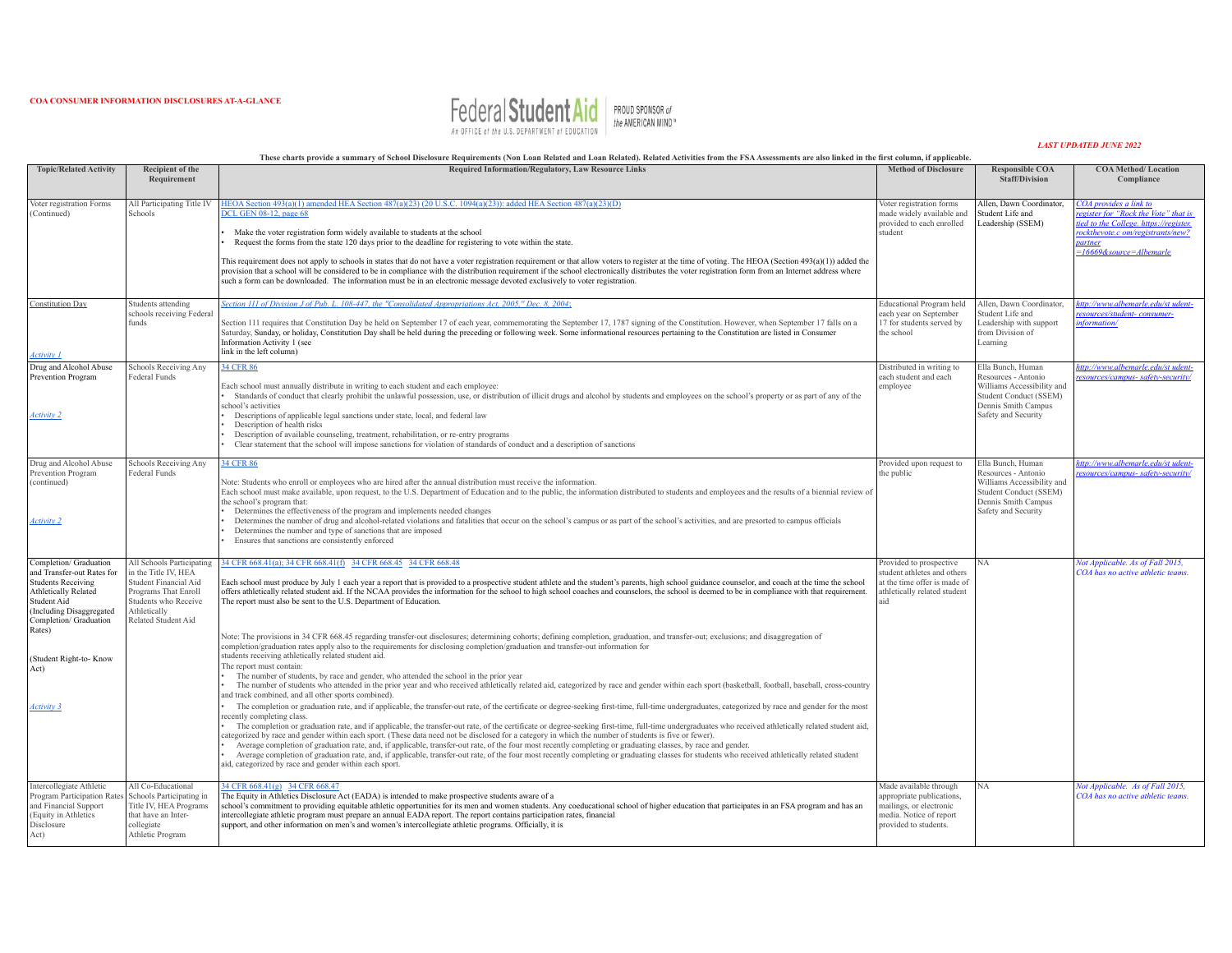**COA CONSUMER INFORMATION DISCLOSURES AT-A-GLANCE**

Federal Student Aid — An OFFICE of the U.S. DEPARTMENT of EDUCATION — PROUD SPONSOR of the AMERICAN MIND™

*LAST UPDATED JUNE 2022*

**These charts provide a summary of School Disclosure Requirements (Non Loan Related and Loan Related). Related Activities from the FSA Assessments are also linked in the first column, if applicable.**

| Topic/Related Activity | Recipient of the Requirement | Required Information/Regulatory, Law Resource Links | Method of Disclosure | Responsible COA Staff/Division | COA Method/ Location Compliance |
|---|---|---|---|---|---|
| Voter registration Forms (Continued) | All Participating Title IV Schools | HEOA Section 493(a)(1) amended HEA Section 487(a)(23) (20 U.S.C. 1094(a)(23)): added HEA Section 487(a)(23)(D)<br>DCL GEN 08-12, page 68<br>• Make the voter registration form widely available to students at the school<br>• Request the forms from the state 120 days prior to the deadline for registering to vote within the state.<br>This requirement does not apply to schools in states that do not have a voter registration requirement or that allow voters to register at the time of voting. The HEOA (Section 493(a)(1)) added the provision that a school will be considered to be in compliance with the distribution requirement if the school electronically distributes the voter registration form from an Internet address where such a form can be downloaded. The information must be in an electronic message devoted exclusively to voter registration. | Voter registration forms made widely available and provided to each enrolled student | Allen, Dawn Coordinator, Student Life and Leadership (SSEM) | *COA provides a link to register for "Rock the Vote" that is tied to the College. https://register.rockthevote.c om/registrants/new?partner =16669&source=Albemarle* |
| Constitution Day<br>*Activity 1* | Students attending schools receiving Federal funds | *Section 111 of Division J of Pub. L. 108-447, the "Consolidated Appropriations Act, 2005," Dec. 8, 2004;*<br>Section 111 requires that Constitution Day be held on September 17 of each year, commemorating the September 17, 1787 signing of the Constitution. However, when September 17 falls on a Saturday, Sunday, or holiday, Constitution Day shall be held during the preceding or following week. Some informational resources pertaining to the Constitution are listed in Consumer Information Activity 1 (see link in the left column) | Educational Program held each year on September 17 for students served by the school | Allen, Dawn Coordinator, Student Life and Leadership with support from Division of Learning | *http://www.albemarle.edu/st udent-resources/student- consumer-information/* |
| Drug and Alcohol Abuse Prevention Program<br>*Activity 2* | Schools Receiving Any Federal Funds | 34 CFR 86<br>Each school must annually distribute in writing to each student and each employee:<br>• Standards of conduct that clearly prohibit the unlawful possession, use, or distribution of illicit drugs and alcohol by students and employees on the school's property or as part of any of the school's activities<br>• Descriptions of applicable legal sanctions under state, local, and federal law<br>• Description of health risks<br>• Description of available counseling, treatment, rehabilitation, or re-entry programs<br>• Clear statement that the school will impose sanctions for violation of standards of conduct and a description of sanctions | Distributed in writing to each student and each employee | Ella Bunch, Human Resources - Antonio Williams Accessibility and Student Conduct (SSEM) Dennis Smith Campus Safety and Security | *http://www.albemarle.edu/st udent-resources/campus- safety-security/* |
| Drug and Alcohol Abuse Prevention Program (continued)<br>*Activity 2* | Schools Receiving Any Federal Funds | 34 CFR 86<br>Note: Students who enroll or employees who are hired after the annual distribution must receive the information.<br>Each school must make available, upon request, to the U.S. Department of Education and to the public, the information distributed to students and employees and the results of a biennial review of the school's program that:<br>• Determines the effectiveness of the program and implements needed changes<br>• Determines the number of drug and alcohol-related violations and fatalities that occur on the school's campus or as part of the school's activities, and are presorted to campus officials<br>• Determines the number and type of sanctions that are imposed<br>• Ensures that sanctions are consistently enforced | Provided upon request to the public | Ella Bunch, Human Resources - Antonio Williams Accessibility and Student Conduct (SSEM) Dennis Smith Campus Safety and Security | *http://www.albemarle.edu/st udent-resources/campus- safety-security/* |
| Completion/ Graduation and Transfer-out Rates for Students Receiving Athletically Related Student Aid (Including Disaggregated Completion/ Graduation Rates)<br>(Student Right-to- Know Act)<br>*Activity 3* | All Schools Participating in the Title IV, HEA Student Financial Aid Programs That Enroll Students who Receive Athletically Related Student Aid | 34 CFR 668.41(a); 34 CFR 668.41(f) 34 CFR 668.45 34 CFR 668.48<br>Each school must produce by July 1 each year a report that is provided to a prospective student athlete and the student's parents, high school guidance counselor, and coach at the time the school offers athletically related student aid. If the NCAA provides the information for the school to high school coaches and counselors, the school is deemed to be in compliance with that requirement. The report must also be sent to the U.S. Department of Education.<br>Note: The provisions in 34 CFR 668.45 regarding transfer-out disclosures; determining cohorts; defining completion, graduation, and transfer-out; exclusions; and disaggregation of completion/graduation rates apply also to the requirements for disclosing completion/graduation and transfer-out information for students receiving athletically related student aid.<br>The report must contain:<br>• The number of students, by race and gender, who attended the school in the prior year<br>• The number of students who attended in the prior year and who received athletically related aid, categorized by race and gender within each sport (basketball, football, baseball, cross-country and track combined, and all other sports combined).<br>• The completion or graduation rate, and if applicable, the transfer-out rate, of the certificate or degree-seeking first-time, full-time undergraduates, categorized by race and gender for the most recently completing class.<br>• The completion or graduation rate, and if applicable, the transfer-out rate, of the certificate or degree-seeking first-time, full-time undergraduates who received athletically related student aid, categorized by race and gender within each sport. (These data need not be disclosed for a category in which the number of students is five or fewer).<br>• Average completion of graduation rate, and, if applicable, transfer-out rate, of the four most recently completing or graduating classes, by race and gender.<br>• Average completion of graduation rate, and, if applicable, transfer-out rate, of the four most recently completing or graduating classes for students who received athletically related student aid, categorized by race and gender within each sport. | Provided to prospective student athletes and others at the time offer is made of athletically related student aid | NA | *Not Applicable. As of Fall 2015, COA has no active athletic teams.* |
| Intercollegiate Athletic Program Participation Rates and Financial Support (Equity in Athletics Disclosure Act) | All Co-Educational Schools Participating in Title IV, HEA Programs that have an Inter-collegiate Athletic Program | 34 CFR 668.41(g) 34 CFR 668.47<br>The Equity in Athletics Disclosure Act (EADA) is intended to make prospective students aware of a school's commitment to providing equitable athletic opportunities for its men and women students. Any coeducational school of higher education that participates in an FSA program and has an intercollegiate athletic program must prepare an annual EADA report. The report contains participation rates, financial support, and other information on men's and women's intercollegiate athletic programs. Officially, it is | Made available through appropriate publications, mailings, or electronic media. Notice of report provided to students. | NA | *Not Applicable. As of Fall 2015, COA has no active athletic teams.* |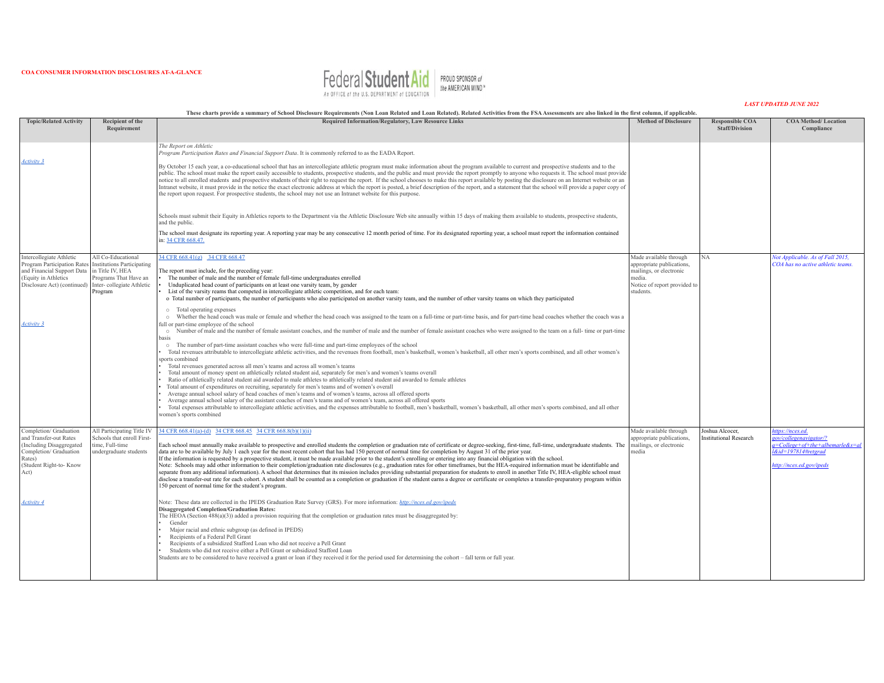COA CONSUMER INFORMATION DISCLOSURES AT-A-GLANCE

LAST UPDATED JUNE 2022

These charts provide a summary of School Disclosure Requirements (Non Loan Related and Loan Related). Related Activities from the FSA Assessments are also linked in the first column, if applicable.

| Topic/Related Activity | Recipient of the Requirement | Required Information/Regulatory, Law Resource Links | Method of Disclosure | Responsible COA Staff/Division | COA Method/ Location Compliance |
|---|---|---|---|---|---|
| *Activity 3* | | *The Report on Athletic Program Participation Rates and Financial Support Data*. It is commonly referred to as the EADA Report.<br><br>By October 15 each year, a co-educational school that has an intercollegiate athletic program must make information about the program available to current and prospective students and to the public. The school must make the report easily accessible to students, prospective students, and the public and must provide the report promptly to anyone who requests it. The school must provide notice to all enrolled students and prospective students of their right to request the report. If the school chooses to make this report available by posting the disclosure on an Internet website or an Intranet website, it must provide in the notice the exact electronic address at which the report is posted, a brief description of the report, and a statement that the school will provide a paper copy of the report upon request. For prospective students, the school may not use an Intranet website for this purpose.<br><br>Schools must submit their Equity in Athletics reports to the Department via the Athletic Disclosure Web site annually within 15 days of making them available to students, prospective students, and the public.<br><br>The school must designate its reporting year. A reporting year may be any consecutive 12 month period of time. For its designated reporting year, a school must report the information contained in: 34 CFR 668.47. | | | |
| Intercollegiate Athletic Program Participation Rates and Financial Support Data (Equity in Athletics Disclosure Act) (continued)<br><br>*Activity 3* | All Co-Educational Institutions Participating in Title IV, HEA Programs That Have an Inter- collegiate Athletic Program | 34 CFR 668.41(g) 34 CFR 668.47<br><br>The report must include, for the preceding year:<br>• The number of male and the number of female full-time undergraduates enrolled<br>• Unduplicated head count of participants on at least one varsity team, by gender<br>• List of the varsity reams that competed in intercollegiate athletic competition, and for each team:<br>o Total number of participants, the number of participants who also participated on another varsity team, and the number of other varsity teams on which they participated<br>○ Total operating expenses<br>○ Whether the head coach was male or female and whether the head coach was assigned to the team on a full-time or part-time basis, and for part-time head coaches whether the coach was a full or part-time employee of the school<br>○ Number of male and the number of female assistant coaches, and the number of male and the number of female assistant coaches who were assigned to the team on a full- time or part-time basis<br>○ The number of part-time assistant coaches who were full-time and part-time employees of the school<br>• Total revenues attributable to intercollegiate athletic activities, and the revenues from football, men's basketball, women's basketball, all other men's sports combined, and all other women's sports combined<br>• Total revenues generated across all men's teams and across all women's teams<br>• Total amount of money spent on athletically related student aid, separately for men's and women's teams overall<br>• Ratio of athletically related student aid awarded to male athletes to athletically related student aid awarded to female athletes<br>• Total amount of expenditures on recruiting, separately for men's teams and of women's overall<br>• Average annual school salary of head coaches of men's teams and of women's teams, across all offered sports<br>• Average annual school salary of the assistant coaches of men's teams and of women's team, across all offered sports<br>• Total expenses attributable to intercollegiate athletic activities, and the expenses attributable to football, men's basketball, women's basketball, all other men's sports combined, and all other women's sports combined | Made available through appropriate publications, mailings, or electronic media.<br>Notice of report provided to students. | NA | *Not Applicable. As of Fall 2015, COA has no active athletic teams.* |
| Completion/ Graduation and Transfer-out Rates (Including Disaggregated Completion/ Graduation Rates) (Student Right-to- Know Act)<br><br>*Activity 4* | All Participating Title IV Schools that enroll First-time, Full-time undergraduate students | 34 CFR 668.41(a)-(d) 34 CFR 668.45 34 CFR 668.8(b)(1)(ii)<br><br>Each school must annually make available to prospective and enrolled students the completion or graduation rate of certificate or degree-seeking, first-time, full-time, undergraduate students. The data are to be available by July 1 each year for the most recent cohort that has had 150 percent of normal time for completion by August 31 of the prior year.<br>If the information is requested by a prospective student, it must be made available prior to the student's enrolling or entering into any financial obligation with the school.<br>Note: Schools may add other information to their completion/graduation rate disclosures (e.g., graduation rates for other timeframes, but the HEA-required information must be identifiable and separate from any additional information). A school that determines that its mission includes providing substantial preparation for students to enroll in another Title IV, HEA-eligible school must disclose a transfer-out rate for each cohort. A student shall be counted as a completion or graduation if the student earns a degree or certificate or completes a transfer-preparatory program within 150 percent of normal time for the student's program.<br><br>Note: These data are collected in the IPEDS Graduation Rate Survey (GRS). For more information: *http://nces.ed.gov/ipeds*<br>**Disaggregated Completion/Graduation Rates:**<br>The HEOA (Section 488(a)(3)) added a provision requiring that the completion or graduation rates must be disaggregated by:<br>• Gender<br>• Major racial and ethnic subgroup (as defined in IPEDS)<br>• Recipients of a Federal Pell Grant<br>• Recipients of a subsidized Stafford Loan who did not receive a Pell Grant<br>• Students who did not receive either a Pell Grant or subsidized Stafford Loan<br>Students are to be considered to have received a grant or loan if they received it for the period used for determining the cohort – fall term or full year. | Made available through appropriate publications, mailings, or electronic media | Joshua Alcocer, Institutional Research | *https://nces.ed.gov/collegenavigator/?q=College+of+the+albemarle&s=all&id=197814#retgrad*<br><br>*http://nces.ed.gov/ipeds* |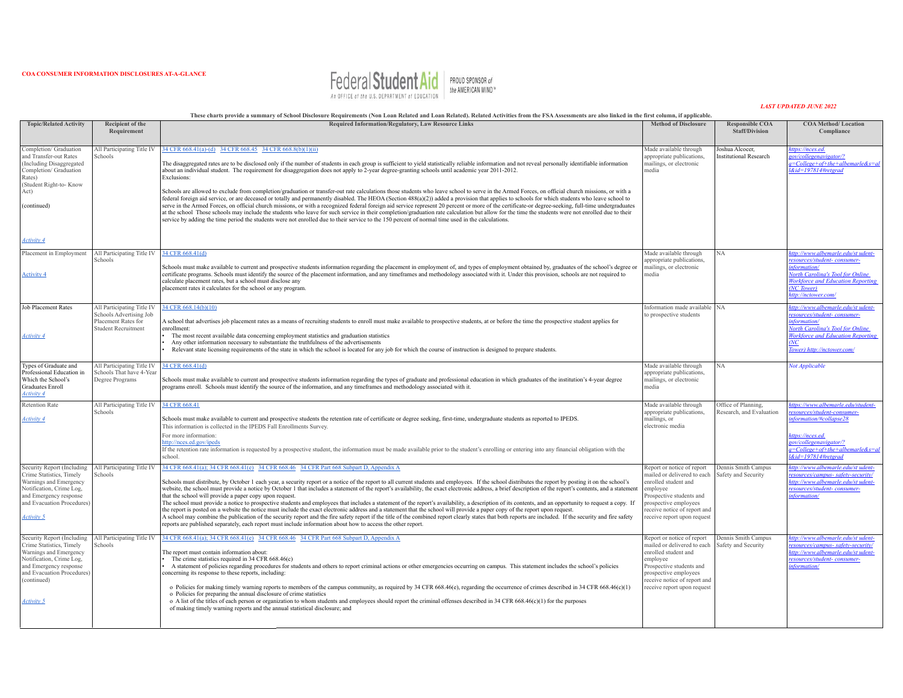**COA CONSUMER INFORMATION DISCLOSURES AT-A-GLANCE**

Federal Student Aid — An OFFICE of the U.S. DEPARTMENT of EDUCATION — PROUD SPONSOR of the AMERICAN MIND™

*LAST UPDATED JUNE 2022*

**These charts provide a summary of School Disclosure Requirements (Non Loan Related and Loan Related). Related Activities from the FSA Assessments are also linked in the first column, if applicable.**

| Topic/Related Activity | Recipient of the Requirement | Required Information/Regulatory, Law Resource Links | Method of Disclosure | Responsible COA Staff/Division | COA Method/ Location Compliance |
|---|---|---|---|---|---|
| Completion/ Graduation and Transfer-out Rates (Including Disaggregated Completion/ Graduation Rates) (Student Right-to- Know Act) (continued) *Activity 4* | All Participating Title IV Schools | 34 CFR 668.41(a)-(d) 34 CFR 668.45 34 CFR 668.8(b)(1)(ii) The disaggregated rates are to be disclosed only if the number of students in each group is sufficient to yield statistically reliable information and not reveal personally identifiable information about an individual student. The requirement for disaggregation does not apply to 2-year degree-granting schools until academic year 2011-2012. Exclusions: Schools are allowed to exclude from completion/graduation or transfer-out rate calculations those students who leave school to serve in the Armed Forces, on official church missions, or with a federal foreign aid service, or are deceased or totally and permanently disabled. The HEOA (Section 488(a)(2)) added a provision that applies to schools for which students who leave school to serve in the Armed Forces, on official church missions, or with a recognized federal foreign aid service represent 20 percent or more of the certificate-or degree-seeking, full-time undergraduates at the school Those schools may include the students who leave for such service in their completion/graduation rate calculation but allow for the time the students were not enrolled due to their service by adding the time period the students were not enrolled due to their service to the 150 percent of normal time used in the calculations. | Made available through appropriate publications, mailings, or electronic media | Joshua Alcocer, Institutional Research | *https://nces.ed.gov/collegenavigator/?q=College+of+the+albemarle&s=all&id=197814#retgrad* |
| Placement in Employment *Activity 4* | All Participating Title IV Schools | 34 CFR 668.41(d) Schools must make available to current and prospective students information regarding the placement in employment of, and types of employment obtained by, graduates of the school's degree or certificate programs. Schools must identify the source of the placement information, and any timeframes and methodology associated with it. Under this provision, schools are not required to calculate placement rates, but a school must disclose any placement rates it calculates for the school or any program. | Made available through appropriate publications, mailings, or electronic media | NA | *http://www.albemarle.edu/student-resources/student- consumer-information/* *North Carolina's Tool for Online Workforce and Education Reporting (NC Tower)* *http://nctower.com/* |
| Job Placement Rates *Activity 4* | All Participating Title IV Schools Advertising Job Placement Rates for Student Recruitment | 34 CFR 668.14(b)(10) A school that advertises job placement rates as a means of recruiting students to enroll must make available to prospective students, at or before the time the prospective student applies for enrollment: • The most recent available data concerning employment statistics and graduation statistics • Any other information necessary to substantiate the truthfulness of the advertisements • Relevant state licensing requirements of the state in which the school is located for any job for which the course of instruction is designed to prepare students. | Information made available to prospective students | NA | *http://www.albemarle.edu/student-resources/student- consumer-information/* *North Carolina's Tool for Online Workforce and Education Reporting (NC Tower) http://nctower.com/* |
| Types of Graduate and Professional Education in Which the School's Graduates Enroll *Activity 4* | All Participating Title IV Schools That have 4-Year Degree Programs | 34 CFR 668.41(d) Schools must make available to current and prospective students information regarding the types of graduate and professional education in which graduates of the institution's 4-year degree programs enroll. Schools must identify the source of the information, and any timeframes and methodology associated with it. | Made available through appropriate publications, mailings, or electronic media | NA | *Not Applicable* |
| Retention Rate *Activity 4* | All Participating Title IV Schools | 34 CFR 668.41 Schools must make available to current and prospective students the retention rate of certificate or degree seeking, first-time, undergraduate students as reported to IPEDS. This information is collected in the IPEDS Fall Enrollments Survey. For more information: http://nces.ed.gov/ipeds If the retention rate information is requested by a prospective student, the information must be made available prior to the student's enrolling or entering into any financial obligation with the school. | Made available through appropriate publications, mailings, or electronic media | Office of Planning, Research, and Evaluation | *https://www.albemarle.edu/student-resources/student-consumer-information/#collapse28* *https://nces.ed.gov/collegenavigator/?q=College+of+the+albemarle&s=all&id=197814#retgrad* |
| Security Report (Including Crime Statistics, Timely Warnings and Emergency Notification, Crime Log, and Emergency response and Evacuation Procedures) *Activity 5* | All Participating Title IV Schools | 34 CFR 668.41(a); 34 CFR 668.41(e) 34 CFR 668.46 34 CFR Part 668 Subpart D, Appendix A Schools must distribute, by October 1 each year, a security report or a notice of the report to all current students and employees. If the school distributes the report by posting it on the school's website, the school must provide a notice by October 1 that includes a statement of the report's availability, the exact electronic address, a brief description of the report's contents, and a statement that the school will provide a paper copy upon request. The school must provide a notice to prospective students and employees that includes a statement of the report's availability, a description of its contents, and an opportunity to request a copy. If the report is posted on a website the notice must include the exact electronic address and a statement that the school will provide a paper copy of the report upon request. A school may combine the publication of the security report and the fire safety report if the title of the combined report clearly states that both reports are included. If the security and fire safety reports are published separately, each report must include information about how to access the other report. | Report or notice of report mailed or delivered to each enrolled student and employee Prospective students and prospective employees receive notice of report and receive report upon request | Dennis Smith Campus Safety and Security | *http://www.albemarle.edu/student-resources/campus- safety-security/* *http://www.albemarle.edu/student-resources/student- consumer-information/* |
| Security Report (Including Crime Statistics, Timely Warnings and Emergency Notification, Crime Log, and Emergency response and Evacuation Procedures) (continued) *Activity 5* | All Participating Title IV Schools | 34 CFR 668.41(a); 34 CFR 668.41(e) 34 CFR 668.46 34 CFR Part 668 Subpart D, Appendix A The report must contain information about: • The crime statistics required in 34 CFR 668.46(c) • A statement of policies regarding procedures for students and others to report criminal actions or other emergencies occurring on campus. This statement includes the school's policies concerning its response to these reports, including: o Policies for making timely warning reports to members of the campus community, as required by 34 CFR 668.46(e), regarding the occurrence of crimes described in 34 CFR 668.46(c)(1) o Policies for preparing the annual disclosure of crime statistics o A list of the titles of each person or organization to whom students and employees should report the criminal offenses described in 34 CFR 668.46(c)(1) for the purposes of making timely warning reports and the annual statistical disclosure; and | Report or notice of report mailed or delivered to each enrolled student and employee Prospective students and prospective employees receive notice of report and receive report upon request | Dennis Smith Campus Safety and Security | *http://www.albemarle.edu/student-resources/campus- safety-security/* *http://www.albemarle.edu/student-resources/student- consumer-information/* |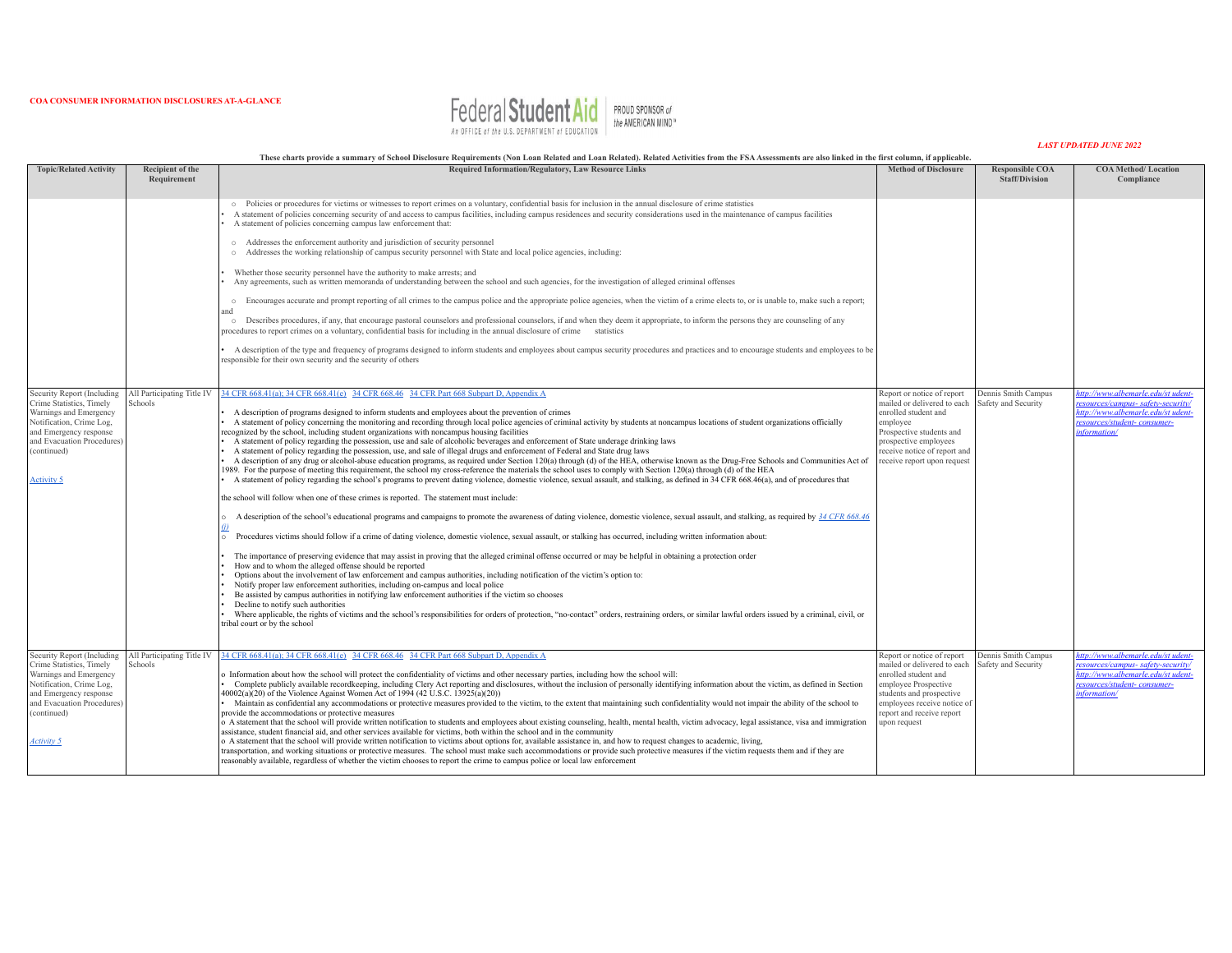**COA CONSUMER INFORMATION DISCLOSURES AT-A-GLANCE**

Federal Student Aid — An OFFICE of the U.S. DEPARTMENT of EDUCATION — PROUD SPONSOR of the AMERICAN MIND™

*LAST UPDATED JUNE 2022*

**These charts provide a summary of School Disclosure Requirements (Non Loan Related and Loan Related). Related Activities from the FSA Assessments are also linked in the first column, if applicable.**

| Topic/Related Activity | Recipient of the Requirement | Required Information/Regulatory, Law Resource Links | Method of Disclosure | Responsible COA Staff/Division | COA Method/ Location Compliance |
|---|---|---|---|---|---|
| | | o Policies or procedures for victims or witnesses to report crimes on a voluntary, confidential basis for inclusion in the annual disclosure of crime statistics<br>• A statement of policies concerning security of and access to campus facilities, including campus residences and security considerations used in the maintenance of campus facilities<br>• A statement of policies concerning campus law enforcement that:<br>o Addresses the enforcement authority and jurisdiction of security personnel<br>o Addresses the working relationship of campus security personnel with State and local police agencies, including:<br>• Whether those security personnel have the authority to make arrests; and<br>• Any agreements, such as written memoranda of understanding between the school and such agencies, for the investigation of alleged criminal offenses<br>o Encourages accurate and prompt reporting of all crimes to the campus police and the appropriate police agencies, when the victim of a crime elects to, or is unable to, make such a report; and<br>o Describes procedures, if any, that encourage pastoral counselors and professional counselors, if and when they deem it appropriate, to inform the persons they are counseling of any procedures to report crimes on a voluntary, confidential basis for including in the annual disclosure of crime statistics<br>• A description of the type and frequency of programs designed to inform students and employees about campus security procedures and practices and to encourage students and employees to be responsible for their own security and the security of others | | | |
| Security Report (Including Crime Statistics, Timely Warnings and Emergency Notification, Crime Log, and Emergency response and Evacuation Procedures) (continued)<br><br>Activity 5 | All Participating Title IV Schools | 34 CFR 668.41(a); 34 CFR 668.41(e) 34 CFR 668.46 34 CFR Part 668 Subpart D, Appendix A<br>• A description of programs designed to inform students and employees about the prevention of crimes<br>• A statement of policy concerning the monitoring and recording through local police agencies of criminal activity by students at noncampus locations of student organizations officially recognized by the school, including student organizations with noncampus housing facilities<br>• A statement of policy regarding the possession, use and sale of alcoholic beverages and enforcement of State underage drinking laws<br>• A statement of policy regarding the possession, use, and sale of illegal drugs and enforcement of Federal and State drug laws<br>• A description of any drug or alcohol-abuse education programs, as required under Section 120(a) through (d) of the HEA, otherwise known as the Drug-Free Schools and Communities Act of 1989. For the purpose of meeting this requirement, the school my cross-reference the materials the school uses to comply with Section 120(a) through (d) of the HEA<br>• A statement of policy regarding the school's programs to prevent dating violence, domestic violence, sexual assault, and stalking, as defined in 34 CFR 668.46(a), and of procedures that the school will follow when one of these crimes is reported. The statement must include:<br>o A description of the school's educational programs and campaigns to promote the awareness of dating violence, domestic violence, sexual assault, and stalking, as required by *34 CFR 668.46 (j)*<br>o Procedures victims should follow if a crime of dating violence, domestic violence, sexual assault, or stalking has occurred, including written information about:<br>• The importance of preserving evidence that may assist in proving that the alleged criminal offense occurred or may be helpful in obtaining a protection order<br>• How and to whom the alleged offense should be reported<br>• Options about the involvement of law enforcement and campus authorities, including notification of the victim's option to:<br>• Notify proper law enforcement authorities, including on-campus and local police<br>• Be assisted by campus authorities in notifying law enforcement authorities if the victim so chooses<br>• Decline to notify such authorities<br>• Where applicable, the rights of victims and the school's responsibilities for orders of protection, "no-contact" orders, restraining orders, or similar lawful orders issued by a criminal, civil, or tribal court or by the school | Report or notice of report mailed or delivered to each enrolled student and employee<br>Prospective students and prospective employees receive notice of report and receive report upon request | Dennis Smith Campus Safety and Security | *http://www.albemarle.edu/st udent-resources/campus- safety-security/*<br>*http://www.albemarle.edu/st udent-resources/student- consumer-information/* |
| Security Report (Including Crime Statistics, Timely Warnings and Emergency Notification, Crime Log, and Emergency response and Evacuation Procedures) (continued)<br><br>*Activity 5* | All Participating Title IV Schools | 34 CFR 668.41(a); 34 CFR 668.41(e) 34 CFR 668.46 34 CFR Part 668 Subpart D, Appendix A<br>o Information about how the school will protect the confidentiality of victims and other necessary parties, including how the school will:<br>• Complete publicly available recordkeeping, including Clery Act reporting and disclosures, without the inclusion of personally identifying information about the victim, as defined in Section 40002(a)(20) of the Violence Against Women Act of 1994 (42 U.S.C. 13925(a)(20))<br>• Maintain as confidential any accommodations or protective measures provided to the victim, to the extent that maintaining such confidentiality would not impair the ability of the school to provide the accommodations or protective measures<br>o A statement that the school will provide written notification to students and employees about existing counseling, health, mental health, victim advocacy, legal assistance, visa and immigration assistance, student financial aid, and other services available for victims, both within the school and in the community<br>o A statement that the school will provide written notification to victims about options for, available assistance in, and how to request changes to academic, living, transportation, and working situations or protective measures. The school must make such accommodations or provide such protective measures if the victim requests them and if they are reasonably available, regardless of whether the victim chooses to report the crime to campus police or local law enforcement | Report or notice of report mailed or delivered to each enrolled student and employee Prospective students and prospective employees receive notice of report and receive report upon request | Dennis Smith Campus Safety and Security | *http://www.albemarle.edu/st udent-resources/campus- safety-security/*<br>*http://www.albemarle.edu/st udent-resources/student- consumer-information/* |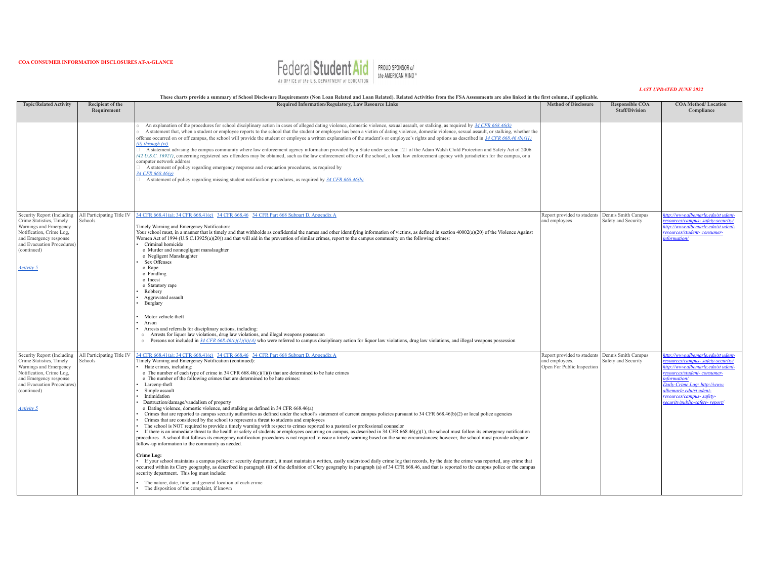**COA CONSUMER INFORMATION DISCLOSURES AT-A-GLANCE**

*LAST UPDATED JUNE 2022*

**These charts provide a summary of School Disclosure Requirements (Non Loan Related and Loan Related). Related Activities from the FSA Assessments are also linked in the first column, if applicable.**

| Topic/Related Activity | Recipient of the Requirement | Required Information/Regulatory, Law Resource Links | Method of Disclosure | Responsible COA Staff/Division | COA Method/ Location Compliance |
|---|---|---|---|---|---|
| | | o An explanation of the procedures for school disciplinary action in cases of alleged dating violence, domestic violence, sexual assault, or stalking, as required by *34 CFR 668.46(k)*<br>o A statement that, when a student or employee reports to the school that the student or employee has been a victim of dating violence, domestic violence, sexual assault, or stalking, whether the offense occurred on or off campus, the school will provide the student or employee a written explanation of the student's or employee's rights and options as described in *34 CFR 668.46 (b)(11)(ii) through (vi)*<br>□ A statement advising the campus community where law enforcement agency information provided by a State under section 121 of the Adam Walsh Child Protection and Safety Act of 2006 *(42 U.S.C. 16921)*, concerning registered sex offenders may be obtained, such as the law enforcement office of the school, a local law enforcement agency with jurisdiction for the campus, or a computer network address<br>□ A statement of policy regarding emergency response and evacuation procedures, as required by *34 CFR 668.46(g)*<br>□ A statement of policy regarding missing student notification procedures, as required by *34 CFR 668.46(h)* | | | |
| Security Report (Including Crime Statistics, Timely Warnings and Emergency Notification, Crime Log, and Emergency response and Evacuation Procedures) (continued)<br><br>*Activity 5* | All Participating Title IV Schools | 34 CFR 668.41(a); 34 CFR 668.41(e) 34 CFR 668.46 34 CFR Part 668 Subpart D, Appendix A<br><br>Timely Warning and Emergency Notification:<br>Your school must, in a manner that is timely and that withholds as confidential the names and other identifying information of victims, as defined in section 40002(a)(20) of the Violence Against Women Act of 1994 (U.S.C.13925(a)(20)) and that will aid in the prevention of similar crimes, report to the campus community on the following crimes:<br>• Criminal homicide<br>  o Murder and nonnegligent manslaughter<br>  o Negligent Manslaughter<br>• Sex Offenses<br>  o Rape<br>  o Fondling<br>  o Incest<br>  o Statutory rape<br>• Robbery<br>• Aggravated assault<br>• Burglary<br>• Motor vehicle theft<br>• Arson<br>• Arrests and referrals for disciplinary actions, including:<br>  o Arrests for liquor law violations, drug law violations, and illegal weapons possession<br>  o Persons not included in *34 CFR 668.46(c)(1)(ii)(A)* who were referred to campus disciplinary action for liquor law violations, drug law violations, and illegal weapons possession | Report provided to students and employees | Dennis Smith Campus Safety and Security | *http://www.albemarle.edu/student-resources/campus-safety-security/*<br>*http://www.albemarle.edu/student-resources/student-consumer-information/* |
| Security Report (Including Crime Statistics, Timely Warnings and Emergency Notification, Crime Log, and Emergency response and Evacuation Procedures) (continued)<br><br>*Activity 5* | All Participating Title IV Schools | 34 CFR 668.41(a); 34 CFR 668.41(e) 34 CFR 668.46 34 CFR Part 668 Subpart D, Appendix A<br>Timely Warning and Emergency Notification (continued):<br>• Hate crimes, including:<br>  o The number of each type of crime in 34 CFR 668.46(c)(1)(i) that are determined to be hate crimes<br>  o The number of the following crimes that are determined to be hate crimes:<br>• Larceny-theft<br>• Simple assault<br>• Intimidation<br>• Destruction/damage/vandalism of property<br>  o Dating violence, domestic violence, and stalking as defined in 34 CFR 668.46(a)<br>• Crimes that are reported to campus security authorities as defined under the school's statement of current campus policies pursuant to 34 CFR 668.46(b)(2) or local police agencies<br>• Crimes that are considered by the school to represent a threat to students and employees<br>• The school is NOT required to provide a timely warning with respect to crimes reported to a pastoral or professional counselor<br>• If there is an immediate threat to the health or safety of students or employees occurring on campus, as described in 34 CFR 668.46(g)(1), the school must follow its emergency notification procedures. A school that follows its emergency notification procedures is not required to issue a timely warning based on the same circumstances; however, the school must provide adequate follow-up information to the community as needed.<br><br>**Crime Log:**<br>• If your school maintains a campus police or security department, it must maintain a written, easily understood daily crime log that records, by the date the crime was reported, any crime that occurred within its Clery geography, as described in paragraph (ii) of the definition of Clery geography in paragraph (a) of 34 CFR 668.46, and that is reported to the campus police or the campus security department. This log must include:<br>• The nature, date, time, and general location of each crime<br>• The disposition of the complaint, if known | Report provided to students and employees. Open For Public Inspection | Dennis Smith Campus Safety and Security | *http://www.albemarle.edu/student-resources/campus-safety-security/*<br>*http://www.albemarle.edu/student-resources/student-consumer-information/*<br>*Daily Crime Log: http://www.albemarle.edu/student-resources/campus-safety-security/public-safety-report/* |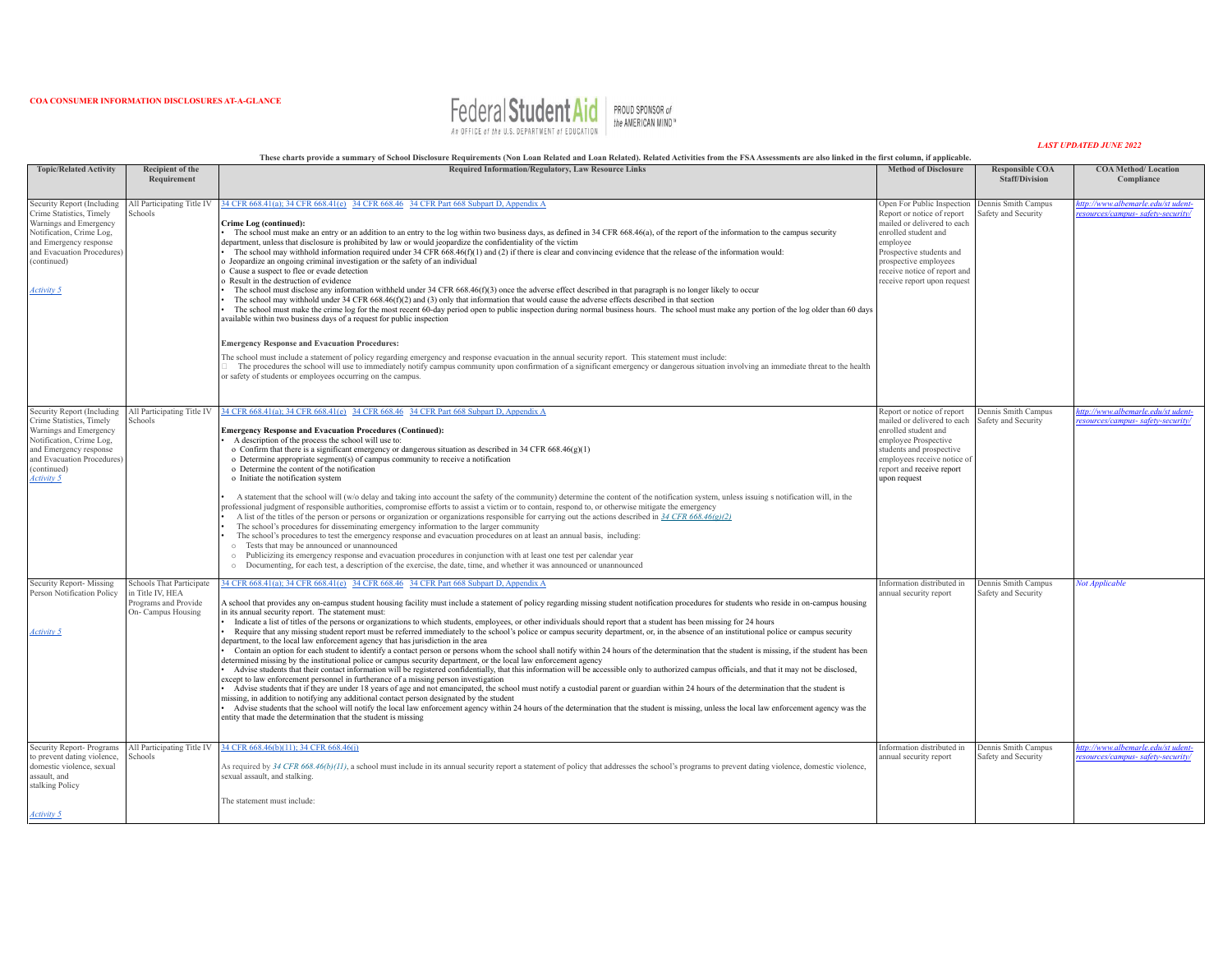**COA CONSUMER INFORMATION DISCLOSURES AT-A-GLANCE**

*LAST UPDATED JUNE 2022*

**These charts provide a summary of School Disclosure Requirements (Non Loan Related and Loan Related). Related Activities from the FSA Assessments are also linked in the first column, if applicable.**

| Topic/Related Activity | Recipient of the Requirement | Required Information/Regulatory, Law Resource Links | Method of Disclosure | Responsible COA Staff/Division | COA Method/ Location Compliance |
|---|---|---|---|---|---|
| Security Report (Including Crime Statistics, Timely Warnings and Emergency Notification, Crime Log, and Emergency response and Evacuation Procedures) (continued)<br><br>*Activity 5* | All Participating Title IV Schools | 34 CFR 668.41(a); 34 CFR 668.41(e) 34 CFR 668.46 34 CFR Part 668 Subpart D, Appendix A<br><br>**Crime Log (continued):**<br>• The school must make an entry or an addition to an entry to the log within two business days, as defined in 34 CFR 668.46(a), of the report of the information to the campus security department, unless that disclosure is prohibited by law or would jeopardize the confidentiality of the victim<br>• The school may withhold information required under 34 CFR 668.46(f)(1) and (2) if there is clear and convincing evidence that the release of the information would:<br>o Jeopardize an ongoing criminal investigation or the safety of an individual<br>o Cause a suspect to flee or evade detection<br>o Result in the destruction of evidence<br>• The school must disclose any information withheld under 34 CFR 668.46(f)(3) once the adverse effect described in that paragraph is no longer likely to occur<br>• The school may withhold under 34 CFR 668.46(f)(2) and (3) only that information that would cause the adverse effects described in that section<br>• The school must make the crime log for the most recent 60-day period open to public inspection during normal business hours. The school must make any portion of the log older than 60 days available within two business days of a request for public inspection<br><br>**Emergency Response and Evacuation Procedures:**<br><br>The school must include a statement of policy regarding emergency and response evacuation in the annual security report. This statement must include:<br>• The procedures the school will use to immediately notify campus community upon confirmation of a significant emergency or dangerous situation involving an immediate threat to the health or safety of students or employees occurring on the campus. | Open For Public Inspection Report or notice of report mailed or delivered to each enrolled student and employee<br>Prospective students and prospective employees receive notice of report and receive report upon request | Dennis Smith Campus Safety and Security | *http://www.albemarle.edu/student-resources/campus-safety-security/* |
| Security Report (Including Crime Statistics, Timely Warnings and Emergency Notification, Crime Log, and Emergency response and Evacuation Procedures) (continued)<br>*Activity 5* | All Participating Title IV Schools | 34 CFR 668.41(a); 34 CFR 668.41(e) 34 CFR 668.46 34 CFR Part 668 Subpart D, Appendix A<br><br>**Emergency Response and Evacuation Procedures (Continued):**<br>• A description of the process the school will use to:<br>o Confirm that there is a significant emergency or dangerous situation as described in 34 CFR 668.46(g)(1)<br>o Determine appropriate segment(s) of campus community to receive a notification<br>o Determine the content of the notification<br>o Initiate the notification system<br><br>• A statement that the school will (w/o delay and taking into account the safety of the community) determine the content of the notification system, unless issuing s notification will, in the professional judgment of responsible authorities, compromise efforts to assist a victim or to contain, respond to, or otherwise mitigate the emergency<br>• A list of the titles of the person or persons or organization or organizations responsible for carrying out the actions described in *34 CFR 668.46(g)(2)*<br>• The school's procedures for disseminating emergency information to the larger community<br>• The school's procedures to test the emergency response and evacuation procedures on at least an annual basis, including:<br>o Tests that may be announced or unannounced<br>o Publicizing its emergency response and evacuation procedures in conjunction with at least one test per calendar year<br>o Documenting, for each test, a description of the exercise, the date, time, and whether it was announced or unannounced | Report or notice of report mailed or delivered to each enrolled student and employee Prospective students and prospective employees receive notice of report and receive report upon request | Dennis Smith Campus Safety and Security | *http://www.albemarle.edu/student-resources/campus-safety-security/* |
| Security Report- Missing Person Notification Policy<br><br>*Activity 5* | Schools That Participate in Title IV, HEA Programs and Provide On- Campus Housing | 34 CFR 668.41(a); 34 CFR 668.41(e) 34 CFR 668.46 34 CFR Part 668 Subpart D, Appendix A<br><br>A school that provides any on-campus student housing facility must include a statement of policy regarding missing student notification procedures for students who reside in on-campus housing in its annual security report. The statement must:<br>• Indicate a list of titles of the persons or organizations to which students, employees, or other individuals should report that a student has been missing for 24 hours<br>• Require that any missing student report must be referred immediately to the school's police or campus security department, or, in the absence of an institutional police or campus security department, to the local law enforcement agency that has jurisdiction in the area<br>• Contain an option for each student to identify a contact person or persons whom the school shall notify within 24 hours of the determination that the student is missing, if the student has been determined missing by the institutional police or campus security department, or the local law enforcement agency<br>• Advise students that their contact information will be registered confidentially, that this information will be accessible only to authorized campus officials, and that it may not be disclosed, except to law enforcement personnel in furtherance of a missing person investigation<br>• Advise students that if they are under 18 years of age and not emancipated, the school must notify a custodial parent or guardian within 24 hours of the determination that the student is missing, in addition to notifying any additional contact person designated by the student<br>• Advise students that the school will notify the local law enforcement agency within 24 hours of the determination that the student is missing, unless the local law enforcement agency was the entity that made the determination that the student is missing | Information distributed in annual security report | Dennis Smith Campus Safety and Security | *Not Applicable* |
| Security Report- Programs to prevent dating violence, domestic violence, sexual assault, and stalking Policy<br><br>*Activity 5* | All Participating Title IV Schools | 34 CFR 668.46(b)(11); 34 CFR 668.46(j)<br><br>As required by *34 CFR 668.46(b)(11)*, a school must include in its annual security report a statement of policy that addresses the school's programs to prevent dating violence, domestic violence, sexual assault, and stalking.<br><br>The statement must include: | Information distributed in annual security report | Dennis Smith Campus Safety and Security | *http://www.albemarle.edu/student-resources/campus-safety-security/* |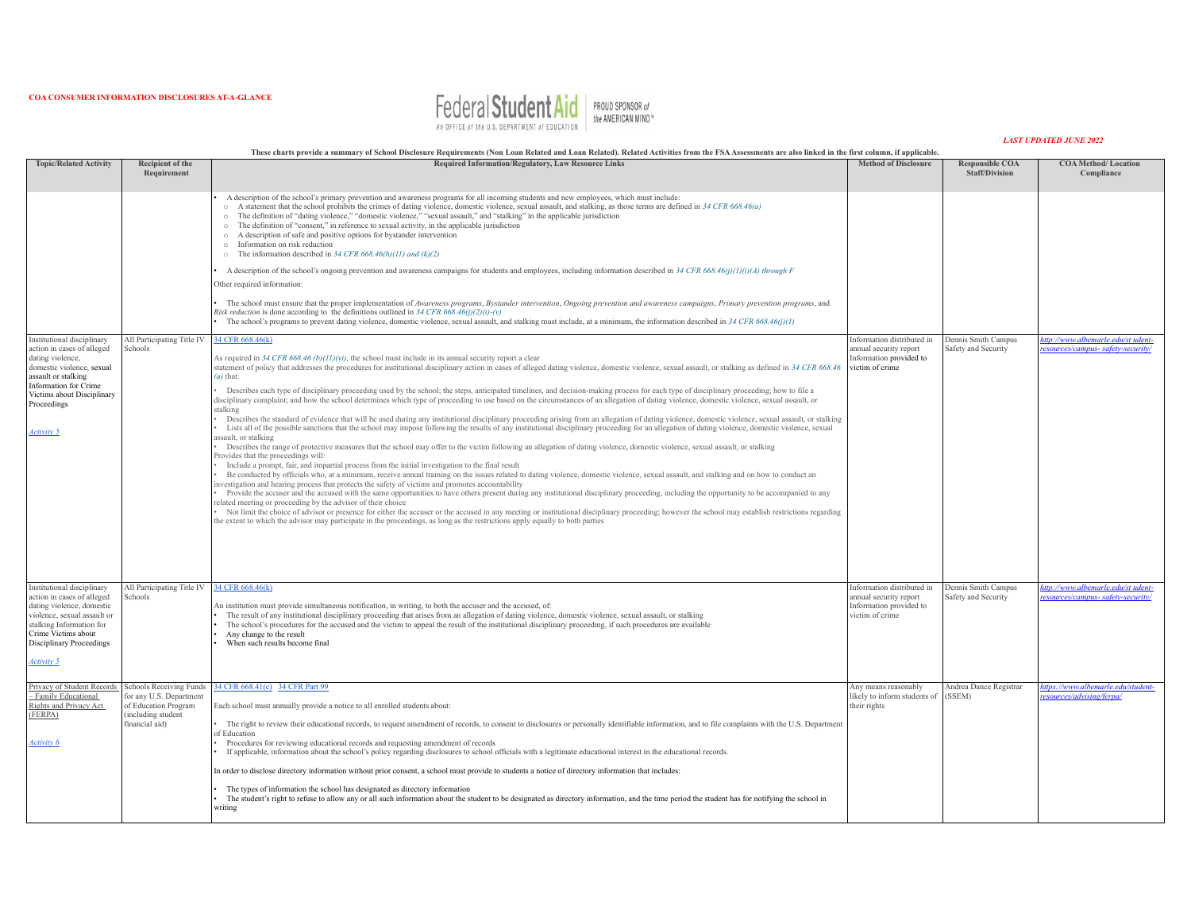**COA CONSUMER INFORMATION DISCLOSURES AT-A-GLANCE**

*LAST UPDATED JUNE 2022*

**These charts provide a summary of School Disclosure Requirements (Non Loan Related and Loan Related). Related Activities from the FSA Assessments are also linked in the first column, if applicable.**

| Topic/Related Activity | Recipient of the Requirement | Required Information/Regulatory, Law Resource Links | Method of Disclosure | Responsible COA Staff/Division | COA Method/ Location Compliance |
|---|---|---|---|---|---|
| | | • A description of the school's primary prevention and awareness programs for all incoming students and new employees, which must include:<br>○ A statement that the school prohibits the crimes of dating violence, domestic violence, sexual assault, and stalking, as those terms are defined in *34 CFR 668.46(a)*<br>○ The definition of "dating violence," "domestic violence," "sexual assault," and "stalking" in the applicable jurisdiction<br>○ The definition of "consent," in reference to sexual activity, in the applicable jurisdiction<br>○ A description of safe and positive options for bystander intervention<br>○ Information on risk reduction<br>○ The information described in *34 CFR 668.46(b)(11) and (k)(2)*<br><br>• A description of the school's ongoing prevention and awareness campaigns for students and employees, including information described in *34 CFR 668.46(j)(1)(i)(A) through F*<br><br>Other required information:<br><br>• The school must ensure that the proper implementation of *Awareness programs*, *Bystander intervention*, *Ongoing prevention and awareness campaigns*, *Primary prevention programs*, and *Risk reduction* is done according to the definitions outlined in *34 CFR 668.46(j)(2)(i)-(v)*<br>• The school's programs to prevent dating violence, domestic violence, sexual assault, and stalking must include, at a minimum, the information described in *34 CFR 668.46(j)(1)* | | | |
| Institutional disciplinary action in cases of alleged dating violence, domestic violence, sexual assault or stalking Information for Crime Victims about Disciplinary Proceedings<br><br>*Activity 5* | All Participating Title IV Schools | 34 CFR 668.46(k)<br><br>As required in *34 CFR 668.46 (b)(11)(vi)*, the school must include in its annual security report a clear statement of policy that addresses the procedures for institutional disciplinary action in cases of alleged dating violence, domestic violence, sexual assault, or stalking as defined in *34 CFR 668.46 (a)* that:<br><br>• Describes each type of disciplinary proceeding used by the school; the steps, anticipated timelines, and decision-making process for each type of disciplinary proceeding; how to file a disciplinary complaint; and how the school determines which type of proceeding to use based on the circumstances of an allegation of dating violence, domestic violence, sexual assault, or stalking<br>• Describes the standard of evidence that will be used during any institutional disciplinary proceeding arising from an allegation of dating violence, domestic violence, sexual assault, or stalking<br>• Lists all of the possible sanctions that the school may impose following the results of any institutional disciplinary proceeding for an allegation of dating violence, domestic violence, sexual assault, or stalking<br>• Describes the range of protective measures that the school may offer to the victim following an allegation of dating violence, domestic violence, sexual assault, or stalking<br>Provides that the proceedings will:<br>• Include a prompt, fair, and impartial process from the initial investigation to the final result<br>• Be conducted by officials who, at a minimum, receive annual training on the issues related to dating violence, domestic violence, sexual assault, and stalking and on how to conduct an investigation and hearing process that protects the safety of victims and promotes accountability<br>• Provide the accuser and the accused with the same opportunities to have others present during any institutional disciplinary proceeding, including the opportunity to be accompanied to any related meeting or proceeding by the advisor of their choice<br>• Not limit the choice of advisor or presence for either the accuser or the accused in any meeting or institutional disciplinary proceeding; however the school may establish restrictions regarding the extent to which the advisor may participate in the proceedings, as long as the restrictions apply equally to both parties | Information distributed in annual security report Information provided to victim of crime | Dennis Smith Campus Safety and Security | *http://www.albemarle.edu/student-resources/campus-safety-security/* |
| Institutional disciplinary action in cases of alleged dating violence, domestic violence, sexual assault or stalking Information for Crime Victims about Disciplinary Proceedings<br><br>*Activity 5* | All Participating Title IV Schools | 34 CFR 668.46(k)<br><br>An institution must provide simultaneous notification, in writing, to both the accuser and the accused, of:<br>• The result of any institutional disciplinary proceeding that arises from an allegation of dating violence, domestic violence, sexual assault, or stalking<br>• The school's procedures for the accused and the victim to appeal the result of the institutional disciplinary proceeding, if such procedures are available<br>• Any change to the result<br>• When such results become final | Information distributed in annual security report Information provided to victim of crime | Dennis Smith Campus Safety and Security | *http://www.albemarle.edu/student-resources/campus-safety-security/* |
| Privacy of Student Records – Family Educational Rights and Privacy Act (FERPA)<br><br>*Activity 6* | Schools Receiving Funds for any U.S. Department of Education Program (including student financial aid) | 34 CFR 668.41(c) 34 CFR Part 99<br><br>Each school must annually provide a notice to all enrolled students about:<br><br>• The right to review their educational records, to request amendment of records, to consent to disclosures or personally identifiable information, and to file complaints with the U.S. Department of Education<br>• Procedures for reviewing educational records and requesting amendment of records<br>• If applicable, information about the school's policy regarding disclosures to school officials with a legitimate educational interest in the educational records.<br><br>In order to disclose directory information without prior consent, a school must provide to students a notice of directory information that includes:<br><br>• The types of information the school has designated as directory information<br>• The student's right to refuse to allow any or all such information about the student to be designated as directory information, and the time period the student has for notifying the school in writing | Any means reasonably likely to inform students of their rights | Andrea Dance Registrar (SSEM) | *https://www.albemarle.edu/student-resources/advising/ferpa/* |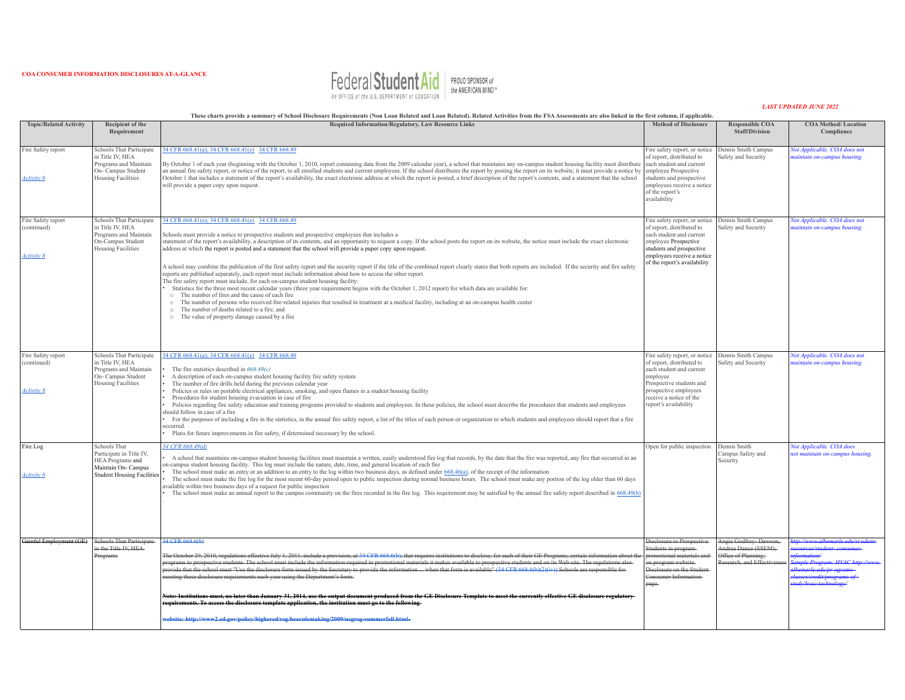**COA CONSUMER INFORMATION DISCLOSURES AT-A-GLANCE**

*LAST UPDATED JUNE 2022*

**These charts provide a summary of School Disclosure Requirements (Non Loan Related and Loan Related). Related Activities from the FSA Assessments are also linked in the first column, if applicable.**

| Topic/Related Activity | Recipient of the Requirement | Required Information/Regulatory, Law Resource Links | Method of Disclosure | Responsible COA Staff/Division | COA Method/ Location Compliance |
|---|---|---|---|---|---|
| Fire Safety report<br><br>*Activity 8* | Schools That Participate in Title IV, HEA Programs and Maintain On- Campus Student Housing Facilities | 34 CFR 668.41(a); 34 CFR 668.41(e) 34 CFR 668.49<br><br>By October 1 of each year (beginning with the October 1, 2010, report containing data from the 2009 calendar year), a school that maintains any on-campus student housing facility must distribute an annual fire safety report, or notice of the report, to all enrolled students and current employees. If the school distributes the report by posting the report on its website, it must provide a notice by October 1 that includes a statement of the report's availability, the exact electronic address at which the report is posted, a brief description of the report's contents, and a statement that the school will provide a paper copy upon request. | Fire safety report, or notice of report, distributed to each student and current employee Prospective students and prospective employees receive a notice of the report's availability | Dennis Smith Campus Safety and Security | *Not Applicable. COA does not maintain on-campus housing.* |
| Fire Safety report (continued)<br><br>*Activity 8* | Schools That Participate in Title IV, HEA Programs and Maintain On-Campus Student Housing Facilities | 34 CFR 668.41(a); 34 CFR 668.41(e) 34 CFR 668.49<br><br>Schools must provide a notice to prospective students and prospective employees that includes a statement of the report's availability, a description of its contents, and an opportunity to request a copy. If the school posts the report on its website, the notice must include the exact electronic address at which the report is posted and a statement that the school will provide a paper copy upon request.<br><br>A school may combine the publication of the first safety report and the security report if the title of the combined report clearly states that both reports are included. If the security and fire safety reports are published separately, each report must include information about how to access the other report.<br>The fire safety report must include, for each on-campus student housing facility:<br>• Statistics for the three most recent calendar years (three year requirement begins with the October 1, 2012 report) for which data are available for:<br>○ The number of fires and the cause of each fire<br>○ The number of persons who received fire-related injuries that resulted in treatment at a medical facility, including at an on-campus health center<br>○ The number of deaths related to a fire, and<br>○ The value of property damage caused by a fire | Fire safety report, or notice of report, distributed to each student and current employee Prospective students and prospective employees receive a notice of the report's availability | Dennis Smith Campus Safety and Security | *Not Applicable. COA does not maintain on-campus housing.* |
| Fire Safety report (continued)<br><br>*Activity 8* | Schools That Participate in Title IV, HEA Programs and Maintain On- Campus Student Housing Facilities | 34 CFR 668.41(a); 34 CFR 668.41(e) 34 CFR 668.49<br><br>• The fire statistics described in *668.49(c)*<br>• A description of each on-campus student housing facility fire safety system<br>• The number of fire drills held during the previous calendar year<br>• Policies or rules on portable electrical appliances, smoking, and open flames in a student housing facility<br>• Procedures for student housing evacuation in case of fire<br>• Policies regarding fire safety education and training programs provided to students and employees. In these policies, the school must describe the procedures that students and employees should follow in case of a fire<br>• For the purposes of including a fire in the statistics, in the annual fire safety report, a list of the titles of each person or organization to which students and employees should report that a fire occurred.<br>• Plans for future improvements in fire safety, if determined necessary by the school. | Fire safety report, or notice of report, distributed to each student and current employee<br>Prospective students and prospective employees receive a notice of the report's availability | Dennis Smith Campus Safety and Security | *Not Applicable. COA does not maintain on-campus housing.* |
| Fire Log<br><br>*Activity 8* | Schools That Participate in Title IV, HEA Programs and Maintain On- Campus Student Housing Facilities | *34 CFR 668.49(d)*<br>• A school that maintains on-campus student housing facilities must maintain a written, easily understood fire log that records, by the date that the fire was reported, any fire that occurred in an on-campus student housing facility. This log must include the nature, date, time, and general location of each fire<br>• The school must make an entry or an addition to an entry to the log within two business days, as defined under 668.46(a), of the receipt of the information<br>• The school must make the fire log for the most recent 60-day period open to public inspection during normal business hours. The school must make any portion of the log older than 60 days available within two business days of a request for public inspection<br>• The school must make an annual report to the campus community on the fires recorded in the fire log. This requirement may be satisfied by the annual fire safety report described in 668.49(b)<br>. | Open for public inspection | Dennis Smith Campus Safety and Security | *Not Applicable. COA does not maintain on-campus housing.* |
| ~~Gainful Employment (GE)~~ | ~~Schools That Participate in the Title IV, HEA Programs~~ | ~~34 CFR 668.6(b)~~<br><br>~~The October 29, 2010, regulations effective July 1, 2011, include a provision, at 34 CFR 668.6(b), that requires institutions to disclose, for each of their GE Programs, certain information about the programs to prospective students. The school must include the information required in promotional materials it makes available to prospective students and on its Web site. The regulations also provide that the school must "Use the disclosure form issued by the Secretary to provide the information ... when that form is available" (34 CFR 668.6(b)(2)(iv)) Schools are responsible for meeting these disclosure requirements each year using the Department's form.~~<br><br>~~**Note: Institutions must, no later than January 31, 2014, use the output document produced from the GE Disclosure Template to meet the currently effective GE disclosure regulatory requirements. To access the disclosure template application, the institution must go to the following**~~<br><br>~~**website: http://www2.ed.gov/policy/highered/reg/hearulemaking/2009/negreg-summerfall.html.**~~ | ~~Disclosure to Prospective Students in program promotional materials and on program website. Disclosure on the Student Consumer Information page.~~ | ~~Angie Godfrey- Dawson, Andrea Dance (SSEM); Office of Planning, Research, and Effectiveness~~ | ~~*http://www.albemarle.edu/student-resources/student- consumer-information/ Sample Program: HVAC http://www.albemarle.edu/programs-classes/credit/programs-of-study/hvac-technology/*~~ |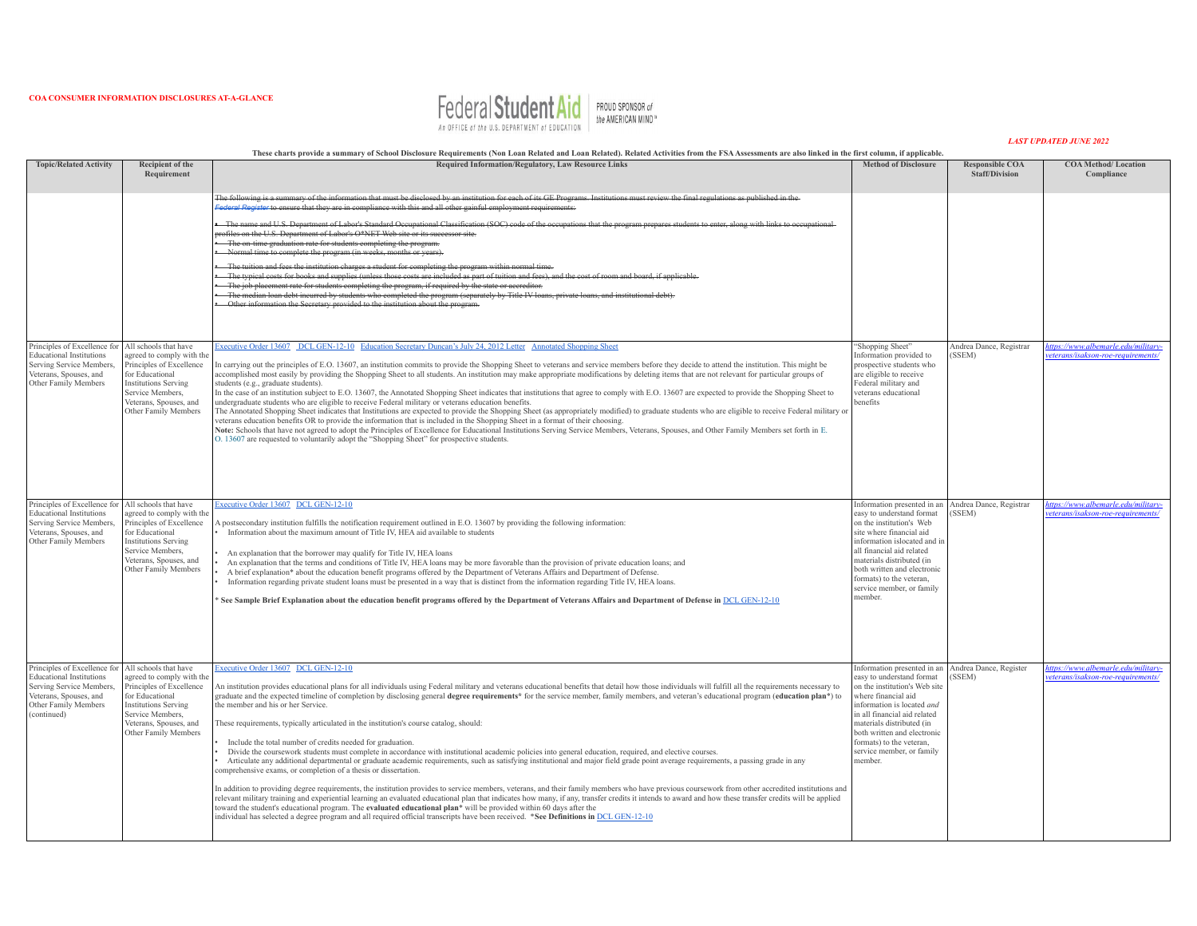**COA CONSUMER INFORMATION DISCLOSURES AT-A-GLANCE**

Federal Student Aid — An OFFICE of the U.S. DEPARTMENT of EDUCATION — PROUD SPONSOR of the AMERICAN MIND™

*LAST UPDATED JUNE 2022*

**These charts provide a summary of School Disclosure Requirements (Non Loan Related and Loan Related). Related Activities from the FSA Assessments are also linked in the first column, if applicable.**

| Topic/Related Activity | Recipient of the Requirement | Required Information/Regulatory, Law Resource Links | Method of Disclosure | Responsible COA Staff/Division | COA Method/ Location Compliance |
|---|---|---|---|---|---|
| | | ~~The following is a summary of the information that must be disclosed by an institution for each of its GE Programs. Institutions must review the final regulations as published in the *Federal Register* to ensure that they are in compliance with this and all other gainful employment requirements:~~ <br> • ~~The name and U.S. Department of Labor's Standard Occupational Classification (SOC) code of the occupations that the program prepares students to enter, along with links to occupational profiles on the U.S. Department of Labor's O*NET Web site or its successor site.~~ <br> • ~~The on-time graduation rate for students completing the program.~~ <br> • ~~Normal time to complete the program (in weeks, months or years).~~ <br> • ~~The tuition and fees the institution charges a student for completing the program within normal time.~~ <br> • ~~The typical costs for books and supplies (unless those costs are included as part of tuition and fees), and the cost of room and board, if applicable.~~ <br> • ~~The job placement rate for students completing the program, if required by the state or accreditor.~~ <br> • ~~The median loan debt incurred by students who completed the program (separately by Title IV loans, private loans, and institutional debt).~~ <br> • ~~Other information the Secretary provided to the institution about the program.~~ | | | |
| Principles of Excellence for Educational Institutions Serving Service Members, Veterans, Spouses, and Other Family Members | All schools that have agreed to comply with the Principles of Excellence for Educational Institutions Serving Service Members, Veterans, Spouses, and Other Family Members | Executive Order 13607 DCL GEN-12-10 Education Secretary Duncan's July 24, 2012 Letter Annotated Shopping Sheet <br><br> In carrying out the principles of E.O. 13607, an institution commits to provide the Shopping Sheet to veterans and service members before they decide to attend the institution. This might be accomplished most easily by providing the Shopping Sheet to all students. An institution may make appropriate modifications by deleting items that are not relevant for particular groups of students (e.g., graduate students). <br> In the case of an institution subject to E.O. 13607, the Annotated Shopping Sheet indicates that institutions that agree to comply with E.O. 13607 are expected to provide the Shopping Sheet to undergraduate students who are eligible to receive Federal military or veterans education benefits. <br> The Annotated Shopping Sheet indicates that Institutions are expected to provide the Shopping Sheet (as appropriately modified) to graduate students who are eligible to receive Federal military or veterans education benefits OR to provide the information that is included in the Shopping Sheet in a format of their choosing. <br> **Note:** Schools that have not agreed to adopt the Principles of Excellence for Educational Institutions Serving Service Members, Veterans, Spouses, and Other Family Members set forth in E. O. 13607 are requested to voluntarily adopt the "Shopping Sheet" for prospective students. | "Shopping Sheet" Information provided to prospective students who are eligible to receive Federal military and veterans educational benefits | Andrea Dance, Registrar (SSEM) | *https://www.albemarle.edu/military-veterans/isakson-roe-requirements/* |
| Principles of Excellence for Educational Institutions Serving Service Members, Veterans, Spouses, and Other Family Members | All schools that have agreed to comply with the Principles of Excellence for Educational Institutions Serving Service Members, Veterans, Spouses, and Other Family Members | Executive Order 13607 DCL GEN-12-10 <br><br> A postsecondary institution fulfills the notification requirement outlined in E.O. 13607 by providing the following information: <br> • Information about the maximum amount of Title IV, HEA aid available to students <br> • An explanation that the borrower may qualify for Title IV, HEA loans <br> • An explanation that the terms and conditions of Title IV, HEA loans may be more favorable than the provision of private education loans; and <br> • A brief explanation* about the education benefit programs offered by the Department of Veterans Affairs and Department of Defense. <br> • Information regarding private student loans must be presented in a way that is distinct from the information regarding Title IV, HEA loans. <br><br> **\* See Sample Brief Explanation about the education benefit programs offered by the Department of Veterans Affairs and Department of Defense in** DCL GEN-12-10 | Information presented in an easy to understand format on the institution's Web site where financial aid information islocated and in all financial aid related materials distributed (in both written and electronic formats) to the veteran, service member, or family member. | Andrea Dance, Registrar (SSEM) | *https://www.albemarle.edu/military-veterans/isakson-roe-requirements/* |
| Principles of Excellence for Educational Institutions Serving Service Members, Veterans, Spouses, and Other Family Members (continued) | All schools that have agreed to comply with the Principles of Excellence for Educational Institutions Serving Service Members, Veterans, Spouses, and Other Family Members | Executive Order 13607 DCL GEN-12-10 <br><br> An institution provides educational plans for all individuals using Federal military and veterans educational benefits that detail how those individuals will fulfill all the requirements necessary to graduate and the expected timeline of completion by disclosing general **degree requirements*** for the service member, family members, and veteran's educational program (**education plan***) to the member and his or her Service. <br><br> These requirements, typically articulated in the institution's course catalog, should: <br> • Include the total number of credits needed for graduation. <br> • Divide the coursework students must complete in accordance with institutional academic policies into general education, required, and elective courses. <br> • Articulate any additional departmental or graduate academic requirements, such as satisfying institutional and major field grade point average requirements, a passing grade in any comprehensive exams, or completion of a thesis or dissertation. <br><br> In addition to providing degree requirements, the institution provides to service members, veterans, and their family members who have previous coursework from other accredited institutions and relevant military training and experiential learning an evaluated educational plan that indicates how many, if any, transfer credits it intends to award and how these transfer credits will be applied toward the student's educational program. The **evaluated educational plan*** will be provided within 60 days after the individual has selected a degree program and all required official transcripts have been received. **\*See Definitions in** DCL GEN-12-10 | Information presented in an easy to understand format on the institution's Web site where financial aid information is located *and* in all financial aid related materials distributed (in both written and electronic formats) to the veteran, service member, or family member. | Andrea Dance, Register (SSEM) | *https://www.albemarle.edu/military-veterans/isakson-roe-requirements/* |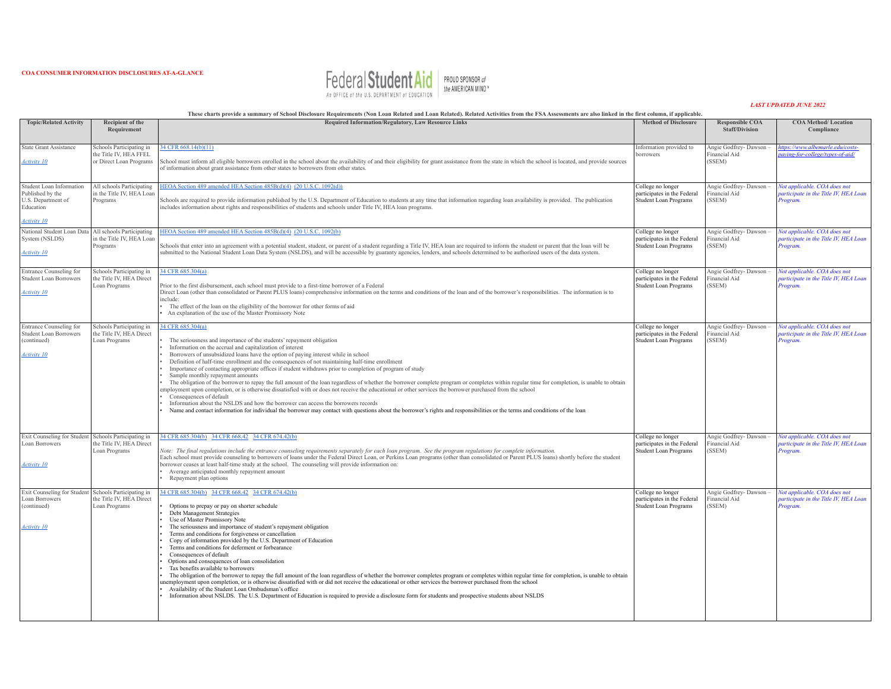**COA CONSUMER INFORMATION DISCLOSURES AT-A-GLANCE**

Federal Student Aid — An OFFICE of the U.S. DEPARTMENT of EDUCATION — PROUD SPONSOR of the AMERICAN MIND™

***LAST UPDATED JUNE 2022***

**These charts provide a summary of School Disclosure Requirements (Non Loan Related and Loan Related). Related Activities from the FSA Assessments are also linked in the first column, if applicable.**

| Topic/Related Activity | Recipient of the Requirement | Required Information/Regulatory, Law Resource Links | Method of Disclosure | Responsible COA Staff/Division | COA Method/ Location Compliance |
|---|---|---|---|---|---|
| State Grant Assistance<br><br>*Activity 10* | Schools Participating in the Title IV, HEA FFEL or Direct Loan Programs | 34 CFR 668.14(b)(11)<br><br>School must inform all eligible borrowers enrolled in the school about the availability of and their eligibility for grant assistance from the state in which the school is located, and provide sources of information about grant assistance from other states to borrowers from other states. | Information provided to borrowers | Angie Godfrey- Dawson – Financial Aid (SSEM) | *https://www.albemarle.edu/costs-paying-for-college/types-of-aid/* |
| Student Loan Information Published by the U.S. Department of Education<br><br>*Activity 10* | All schools Participating in the Title IV, HEA Loan Programs | HEOA Section 489 amended HEA Section 485B(d)(4) (20 U.S.C. 1092(d))<br><br>Schools are required to provide information published by the U.S. Department of Education to students at any time that information regarding loan availability is provided. The publication includes information about rights and responsibilities of students and schools under Title IV, HEA loan programs. | College no longer participates in the Federal Student Loan Programs | Angie Godfrey- Dawson – Financial Aid (SSEM) | *Not applicable. COA does not participate in the Title IV, HEA Loan Program.* |
| National Student Loan Data System (NSLDS)<br><br>*Activity 10* | All schools Participating in the Title IV, HEA Loan Programs | HEOA Section 489 amended HEA Section 485B(d)(4) (20 U.S.C. 1092(b)<br><br>Schools that enter into an agreement with a potential student, student, or parent of a student regarding a Title IV, HEA loan are required to inform the student or parent that the loan will be submitted to the National Student Loan Data System (NSLDS), and will be accessible by guaranty agencies, lenders, and schools determined to be authorized users of the data system. | College no longer participates in the Federal Student Loan Programs | Angie Godfrey- Dawson – Financial Aid (SSEM) | *Not applicable. COA does not participate in the Title IV, HEA Loan Program.* |
| Entrance Counseling for Student Loan Borrowers<br><br>*Activity 10* | Schools Participating in the Title IV, HEA Direct Loan Programs | 34 CFR 685.304(a)<br><br>Prior to the first disbursement, each school must provide to a first-time borrower of a Federal Direct Loan (other than consolidated or Parent PLUS loans) comprehensive information on the terms and conditions of the loan and of the borrower's responsibilities. The information is to include:<br>• The effect of the loan on the eligibility of the borrower for other forms of aid<br>• An explanation of the use of the Master Promissory Note | College no longer participates in the Federal Student Loan Programs | Angie Godfrey- Dawson – Financial Aid (SSEM) | *Not applicable. COA does not participate in the Title IV, HEA Loan Program.* |
| Entrance Counseling for Student Loan Borrowers (continued)<br><br>*Activity 10* | Schools Participating in the Title IV, HEA Direct Loan Programs | 34 CFR 685.304(a)<br><br>• The seriousness and importance of the students' repayment obligation<br>• Information on the accrual and capitalization of interest<br>• Borrowers of unsubsidized loans have the option of paying interest while in school<br>• Definition of half-time enrollment and the consequences of not maintaining half-time enrollment<br>• Importance of contacting appropriate offices if student withdraws prior to completion of program of study<br>• Sample monthly repayment amounts<br>• The obligation of the borrower to repay the full amount of the loan regardless of whether the borrower complete program or completes within regular time for completion, is unable to obtain employment upon completion, or is otherwise dissatisfied with or does not receive the educational or other services the borrower purchased from the school<br>• Consequences of default<br>• Information about the NSLDS and how the borrower can access the borrowers records<br>• Name and contact information for individual the borrower may contact with questions about the borrower's rights and responsibilities or the terms and conditions of the loan | College no longer participates in the Federal Student Loan Programs | Angie Godfrey- Dawson – Financial Aid (SSEM) | *Not applicable. COA does not participate in the Title IV, HEA Loan Program.* |
| Exit Counseling for Student Loan Borrowers<br><br>*Activity 10* | Schools Participating in the Title IV, HEA Direct Loan Programs | 34 CFR 685.304(b) 34 CFR 668.42 34 CFR 674.42(b)<br><br>*Note: The final regulations include the entrance counseling requirements separately for each loan program. See the program regulations for complete information.*<br>Each school must provide counseling to borrowers of loans under the Federal Direct Loan, or Perkins Loan programs (other than consolidated or Parent PLUS loans) shortly before the student borrower ceases at least half-time study at the school. The counseling will provide information on:<br>• Average anticipated monthly repayment amount<br>• Repayment plan options | College no longer participates in the Federal Student Loan Programs | Angie Godfrey- Dawson – Financial Aid (SSEM) | *Not applicable. COA does not participate in the Title IV, HEA Loan Program.* |
| Exit Counseling for Student Loan Borrowers (continued)<br><br>*Activity 10* | Schools Participating in the Title IV, HEA Direct Loan Programs | 34 CFR 685.304(b) 34 CFR 668.42 34 CFR 674.42(b)<br><br>• Options to prepay or pay on shorter schedule<br>• Debt Management Strategies<br>• Use of Master Promissory Note<br>• The seriousness and importance of student's repayment obligation<br>• Terms and conditions for forgiveness or cancellation<br>• Copy of information provided by the U.S. Department of Education<br>• Terms and conditions for deferment or forbearance<br>• Consequences of default<br>• Options and consequences of loan consolidation<br>• Tax benefits available to borrowers<br>• The obligation of the borrower to repay the full amount of the loan regardless of whether the borrower completes program or completes within regular time for completion, is unable to obtain unemployment upon completion, or is otherwise dissatisfied with or did not receive the educational or other services the borrower purchased from the school<br>• Availability of the Student Loan Ombudsman's office<br>• Information about NSLDS. The U.S. Department of Education is required to provide a disclosure form for students and prospective students about NSLDS | College no longer participates in the Federal Student Loan Programs | Angie Godfrey- Dawson – Financial Aid (SSEM) | *Not applicable. COA does not participate in the Title IV, HEA Loan Program.* |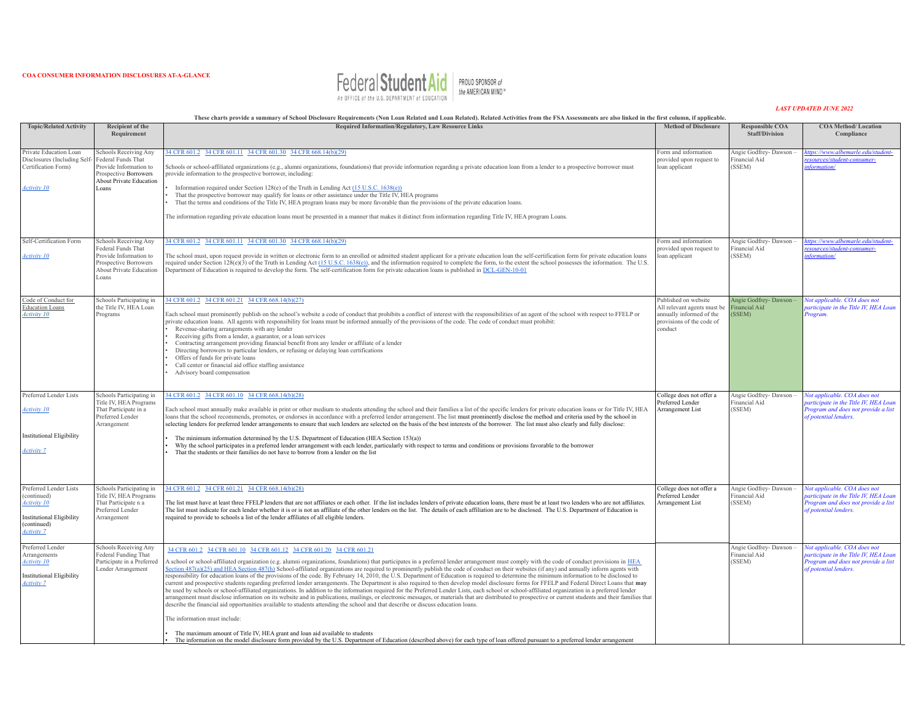**COA CONSUMER INFORMATION DISCLOSURES AT-A-GLANCE**

*LAST UPDATED JUNE 2022*

**These charts provide a summary of School Disclosure Requirements (Non Loan Related and Loan Related). Related Activities from the FSA Assessments are also linked in the first column, if applicable.**

| Topic/Related Activity | Recipient of the Requirement | Required Information/Regulatory, Law Resource Links | Method of Disclosure | Responsible COA Staff/Division | COA Method/ Location Compliance |
|---|---|---|---|---|---|
| Private Education Loan Disclosures (Including Self-Certification Form) *Activity 10* | Schools Receiving Any Federal Funds That Provide Information to Prospective Borrowers About Private Education Loans | 34 CFR 601.2 34 CFR 601.11 34 CFR 601.30 34 CFR 668.14(b)(29) Schools or school-affiliated organizations (e.g., alumni organizations, foundations) that provide information regarding a private education loan from a lender to a prospective borrower must provide information to the prospective borrower, including: • Information required under Section 128(e) of the Truth in Lending Act (15 U.S.C. 1638(e)) • That the prospective borrower may qualify for loans or other assistance under the Title IV, HEA programs • That the terms and conditions of the Title IV, HEA program loans may be more favorable than the provisions of the private education loans. The information regarding private education loans must be presented in a manner that makes it distinct from information regarding Title IV, HEA program Loans. | Form and information provided upon request to loan applicant | Angie Godfrey- Dawson – Financial Aid (SSEM) | *https://www.albemarle.edu/student-resources/student-consumer-information/* |
| Self-Certification Form *Activity 10* | Schools Receiving Any Federal Funds That Provide Information to Prospective Borrowers About Private Education Loans | 34 CFR 601.2 34 CFR 601.11 34 CFR 601.30 34 CFR 668.14(b)(29) The school must, upon request provide in written or electronic form to an enrolled or admitted student applicant for a private education loan the self-certification form for private education loans required under Section 128(e)(3) of the Truth in Lending Act (15 U.S.C. 1638(e)), and the information required to complete the form, to the extent the school possesses the information. The U.S. Department of Education is required to develop the form. The self-certification form for private education loans is published in DCL-GEN-10-01 | Form and information provided upon request to loan applicant | Angie Godfrey- Dawson – Financial Aid (SSEM) | *https://www.albemarle.edu/student-resources/student-consumer-information/* |
| Code of Conduct for Education Loans *Activity 10* | Schools Participating in the Title IV, HEA Loan Programs | 34 CFR 601.2 34 CFR 601.21 34 CFR 668.14(b)(27) Each school must prominently publish on the school's website a code of conduct that prohibits a conflict of interest with the responsibilities of an agent of the school with respect to FFELP or private education loans. All agents with responsibility for loans must be informed annually of the provisions of the code. The code of conduct must prohibit: • Revenue-sharing arrangements with any lender • Receiving gifts from a lender, a guarantor, or a loan services • Contracting arrangement providing financial benefit from any lender or affiliate of a lender • Directing borrowers to particular lenders, or refusing or delaying loan certifications • Offers of funds for private loans • Call center or financial aid office staffing assistance • Advisory board compensation | Published on website All relevant agents must be annually informed of the provisions of the code of conduct | Angie Godfrey- Dawson – Financial Aid (SSEM) | *Not applicable. COA does not participate in the Title IV, HEA Loan Program.* |
| Preferred Lender Lists *Activity 10* Institutional Eligibility *Activity 7* | Schools Participating in Title IV, HEA Programs That Participate in a Preferred Lender Arrangement | 34 CFR 601.2 34 CFR 601.10 34 CFR 668.14(b)(28) Each school must annually make available in print or other medium to students attending the school and their families a list of the specific lenders for private education loans or for Title IV, HEA loans that the school recommends, promotes, or endorses in accordance with a preferred lender arrangement. The list must prominently disclose the method and criteria used by the school in selecting lenders for preferred lender arrangements to ensure that such lenders are selected on the basis of the best interests of the borrower. The list must also clearly and fully disclose: • The minimum information determined by the U.S. Department of Education (HEA Section 153(a)) • Why the school participates in a preferred lender arrangement with each lender, particularly with respect to terms and conditions or provisions favorable to the borrower • That the students or their families do not have to borrow from a lender on the list | College does not offer a Preferred Lender Arrangement List | Angie Godfrey- Dawson – Financial Aid (SSEM) | *Not applicable. COA does not participate in the Title IV, HEA Loan Program and does not provide a list of potential lenders.* |
| Preferred Lender Lists (continued) *Activity 10* Institutional Eligibility (continued) *Activity 7* | Schools Participating in Title IV, HEA Programs That Participate n a Preferred Lender Arrangement | 34 CFR 601.2 34 CFR 601.21 34 CFR 668.14(b)(28) The list must have at least three FFELP lenders that are not affiliates or each other. If the list includes lenders of private education loans, there must be at least two lenders who are not affiliates. The list must indicate for each lender whether it is or is not an affiliate of the other lenders on the list. The details of each affiliation are to be disclosed. The U.S. Department of Education is required to provide to schools a list of the lender affiliates of all eligible lenders. | College does not offer a Preferred Lender Arrangement List | Angie Godfrey- Dawson – Financial Aid (SSEM) | *Not applicable. COA does not participate in the Title IV, HEA Loan Program and does not provide a list of potential lenders.* |
| Preferred Lender Arrangements *Activity 10* Institutional Eligibility *Activity 7* | Schools Receiving Any Federal Funding That Participate in a Preferred Lender Arrangement | 34 CFR 601.2 34 CFR 601.10 34 CFR 601.12 34 CFR 601.20 34 CFR 601.21 A school or school-affiliated organization (e.g. alumni organizations, foundations) that participates in a preferred lender arrangement must comply with the code of conduct provisions in HEA Section 487(a)(25) and HEA Section 487(h) School-affiliated organizations are required to prominently publish the code of conduct on their websites (if any) and annually inform agents with responsibility for education loans of the provisions of the code. By February 14, 2010, the U.S. Department of Education is required to determine the minimum information to be disclosed to current and prospective students regarding preferred lender arrangements. The Department is also required to then develop model disclosure forms for FFELP and Federal Direct Loans that **may** be used by schools or school-affiliated organizations. In addition to the information required for the Preferred Lender Lists, each school or school-affiliated organization in a preferred lender arrangement must disclose information on its website and in publications, mailings, or electronic messages, or materials that are distributed to prospective or current students and their families that describe the financial aid opportunities available to students attending the school and that describe or discuss education loans. The information must include: • The maximum amount of Title IV, HEA grant and loan aid available to students • The information on the model disclosure form provided by the U.S. Department of Education (described above) for each type of loan offered pursuant to a preferred lender arrangement | | Angie Godfrey- Dawson – Financial Aid (SSEM) | *Not applicable. COA does not participate in the Title IV, HEA Loan Program and does not provide a list of potential lenders.* |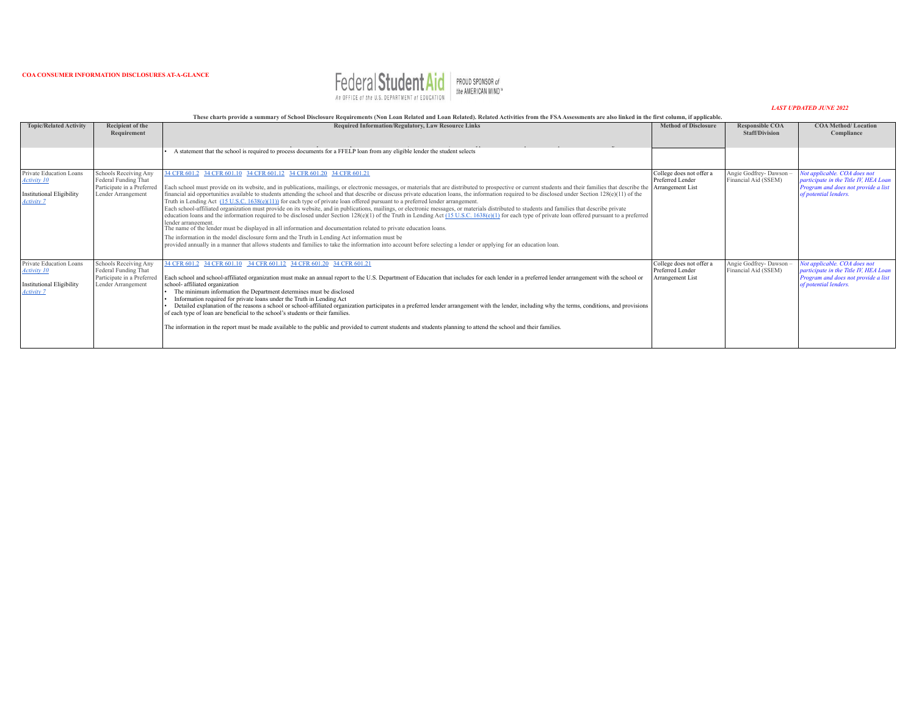COA CONSUMER INFORMATION DISCLOSURES AT-A-GLANCE

Federal Student Aid — An OFFICE of the U.S. DEPARTMENT of EDUCATION — PROUD SPONSOR of the AMERICAN MIND™

*LAST UPDATED JUNE 2022*

**These charts provide a summary of School Disclosure Requirements (Non Loan Related and Loan Related). Related Activities from the FSA Assessments are also linked in the first column, if applicable.**

| Topic/Related Activity | Recipient of the Requirement | Required Information/Regulatory, Law Resource Links | Method of Disclosure | Responsible COA Staff/Division | COA Method/ Location Compliance |
|---|---|---|---|---|---|
| | | • A statement that the school is required to process documents for a FFELP loan from any eligible lender the student selects | | | |
| Private Education Loans *Activity 10*<br><br>Institutional Eligibility *Activity 7* | Schools Receiving Any Federal Funding That Participate in a Preferred Lender Arrangement | 34 CFR 601.2 34 CFR 601.10 34 CFR 601.12 34 CFR 601.20 34 CFR 601.21<br><br>Each school must provide on its website, and in publications, mailings, or electronic messages, or materials that are distributed to prospective or current students and their families that describe the financial aid opportunities available to students attending the school and that describe or discuss private education loans, the information required to be disclosed under Section 128(e)(11) of the Truth in Lending Act (15 U.S.C. 1638(e)(11)) for each type of private loan offered pursuant to a preferred lender arrangement.<br>Each school-affiliated organization must provide on its website, and in publications, mailings, or electronic messages, or materials distributed to students and families that describe private education loans and the information required to be disclosed under Section 128(e)(1) of the Truth in Lending Act (15 U.S.C. 1638(e)(1) for each type of private loan offered pursuant to a preferred lender arrangement.<br>The name of the lender must be displayed in all information and documentation related to private education loans.<br>The information in the model disclosure form and the Truth in Lending Act information must be provided annually in a manner that allows students and families to take the information into account before selecting a lender or applying for an education loan. | College does not offer a Preferred Lender Arrangement List | Angie Godfrey- Dawson – Financial Aid (SSEM) | *Not applicable. COA does not participate in the Title IV, HEA Loan Program and does not provide a list of potential lenders.* |
| Private Education Loans *Activity 10*<br><br>Institutional Eligibility *Activity 7* | Schools Receiving Any Federal Funding That Participate in a Preferred Lender Arrangement | 34 CFR 601.2 34 CFR 601.10 34 CFR 601.12 34 CFR 601.20 34 CFR 601.21<br><br>Each school and school-affiliated organization must make an annual report to the U.S. Department of Education that includes for each lender in a preferred lender arrangement with the school or school- affiliated organization<br>• The minimum information the Department determines must be disclosed<br>• Information required for private loans under the Truth in Lending Act<br>• Detailed explanation of the reasons a school or school-affiliated organization participates in a preferred lender arrangement with the lender, including why the terms, conditions, and provisions of each type of loan are beneficial to the school's students or their families.<br><br>The information in the report must be made available to the public and provided to current students and students planning to attend the school and their families. | College does not offer a Preferred Lender Arrangement List | Angie Godfrey- Dawson – Financial Aid (SSEM) | *Not applicable. COA does not participate in the Title IV, HEA Loan Program and does not provide a list of potential lenders.* |